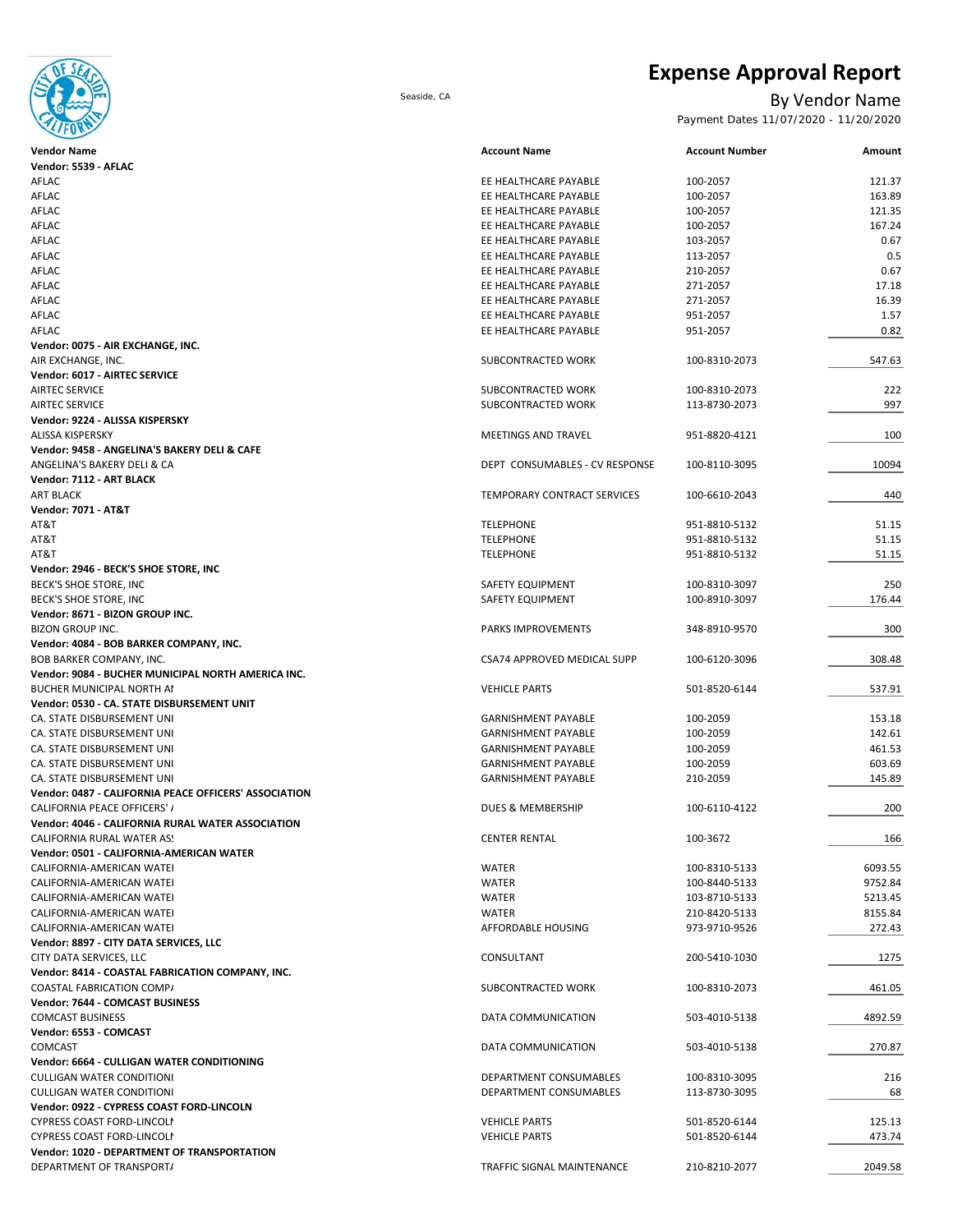# Expense Approval Report

Seaside, CA

## By Vendor Name

Payment Dates 11/07/2020 - 11/20/2020

| Vendor Name | Account Name | Account Number | Amount |
|---|---|---|---|
| **Vendor: 5539 - AFLAC** | | | |
| AFLAC | EE HEALTHCARE PAYABLE | 100-2057 | 121.37 |
| AFLAC | EE HEALTHCARE PAYABLE | 100-2057 | 163.89 |
| AFLAC | EE HEALTHCARE PAYABLE | 100-2057 | 121.35 |
| AFLAC | EE HEALTHCARE PAYABLE | 100-2057 | 167.24 |
| AFLAC | EE HEALTHCARE PAYABLE | 103-2057 | 0.67 |
| AFLAC | EE HEALTHCARE PAYABLE | 113-2057 | 0.5 |
| AFLAC | EE HEALTHCARE PAYABLE | 210-2057 | 0.67 |
| AFLAC | EE HEALTHCARE PAYABLE | 271-2057 | 17.18 |
| AFLAC | EE HEALTHCARE PAYABLE | 271-2057 | 16.39 |
| AFLAC | EE HEALTHCARE PAYABLE | 951-2057 | 1.57 |
| AFLAC | EE HEALTHCARE PAYABLE | 951-2057 | 0.82 |
| **Vendor: 0075 - AIR EXCHANGE, INC.** | | | |
| AIR EXCHANGE, INC. | SUBCONTRACTED WORK | 100-8310-2073 | 547.63 |
| **Vendor: 6017 - AIRTEC SERVICE** | | | |
| AIRTEC SERVICE | SUBCONTRACTED WORK | 100-8310-2073 | 222 |
| AIRTEC SERVICE | SUBCONTRACTED WORK | 113-8730-2073 | 997 |
| **Vendor: 9224 - ALISSA KISPERSKY** | | | |
| ALISSA KISPERSKY | MEETINGS AND TRAVEL | 951-8820-4121 | 100 |
| **Vendor: 9458 - ANGELINA'S BAKERY DELI & CAFE** | | | |
| ANGELINA'S BAKERY DELI & CA | DEPT CONSUMABLES - CV RESPONSE | 100-8110-3095 | 10094 |
| **Vendor: 7112 - ART BLACK** | | | |
| ART BLACK | TEMPORARY CONTRACT SERVICES | 100-6610-2043 | 440 |
| **Vendor: 7071 - AT&T** | | | |
| AT&T | TELEPHONE | 951-8810-5132 | 51.15 |
| AT&T | TELEPHONE | 951-8810-5132 | 51.15 |
| AT&T | TELEPHONE | 951-8810-5132 | 51.15 |
| **Vendor: 2946 - BECK'S SHOE STORE, INC** | | | |
| BECK'S SHOE STORE, INC | SAFETY EQUIPMENT | 100-8310-3097 | 250 |
| BECK'S SHOE STORE, INC | SAFETY EQUIPMENT | 100-8910-3097 | 176.44 |
| **Vendor: 8671 - BIZON GROUP INC.** | | | |
| BIZON GROUP INC. | PARKS IMPROVEMENTS | 348-8910-9570 | 300 |
| **Vendor: 4084 - BOB BARKER COMPANY, INC.** | | | |
| BOB BARKER COMPANY, INC. | CSA74 APPROVED MEDICAL SUPP | 100-6120-3096 | 308.48 |
| **Vendor: 9084 - BUCHER MUNICIPAL NORTH AMERICA INC.** | | | |
| BUCHER MUNICIPAL NORTH AI | VEHICLE PARTS | 501-8520-6144 | 537.91 |
| **Vendor: 0530 - CA. STATE DISBURSEMENT UNIT** | | | |
| CA. STATE DISBURSEMENT UNI | GARNISHMENT PAYABLE | 100-2059 | 153.18 |
| CA. STATE DISBURSEMENT UNI | GARNISHMENT PAYABLE | 100-2059 | 142.61 |
| CA. STATE DISBURSEMENT UNI | GARNISHMENT PAYABLE | 100-2059 | 461.53 |
| CA. STATE DISBURSEMENT UNI | GARNISHMENT PAYABLE | 100-2059 | 603.69 |
| CA. STATE DISBURSEMENT UNI | GARNISHMENT PAYABLE | 210-2059 | 145.89 |
| **Vendor: 0487 - CALIFORNIA PEACE OFFICERS' ASSOCIATION** | | | |
| CALIFORNIA PEACE OFFICERS' / | DUES & MEMBERSHIP | 100-6110-4122 | 200 |
| **Vendor: 4046 - CALIFORNIA RURAL WATER ASSOCIATION** | | | |
| CALIFORNIA RURAL WATER AS! | CENTER RENTAL | 100-3672 | 166 |
| **Vendor: 0501 - CALIFORNIA-AMERICAN WATER** | | | |
| CALIFORNIA-AMERICAN WATEI | WATER | 100-8310-5133 | 6093.55 |
| CALIFORNIA-AMERICAN WATEI | WATER | 100-8440-5133 | 9752.84 |
| CALIFORNIA-AMERICAN WATEI | WATER | 103-8710-5133 | 5213.45 |
| CALIFORNIA-AMERICAN WATEI | WATER | 210-8420-5133 | 8155.84 |
| CALIFORNIA-AMERICAN WATEI | AFFORDABLE HOUSING | 973-9710-9526 | 272.43 |
| **Vendor: 8897 - CITY DATA SERVICES, LLC** | | | |
| CITY DATA SERVICES, LLC | CONSULTANT | 200-5410-1030 | 1275 |
| **Vendor: 8414 - COASTAL FABRICATION COMPANY, INC.** | | | |
| COASTAL FABRICATION COMP/ | SUBCONTRACTED WORK | 100-8310-2073 | 461.05 |
| **Vendor: 7644 - COMCAST BUSINESS** | | | |
| COMCAST BUSINESS | DATA COMMUNICATION | 503-4010-5138 | 4892.59 |
| **Vendor: 6553 - COMCAST** | | | |
| COMCAST | DATA COMMUNICATION | 503-4010-5138 | 270.87 |
| **Vendor: 6664 - CULLIGAN WATER CONDITIONING** | | | |
| CULLIGAN WATER CONDITIONI | DEPARTMENT CONSUMABLES | 100-8310-3095 | 216 |
| CULLIGAN WATER CONDITIONI | DEPARTMENT CONSUMABLES | 113-8730-3095 | 68 |
| **Vendor: 0922 - CYPRESS COAST FORD-LINCOLN** | | | |
| CYPRESS COAST FORD-LINCOLI | VEHICLE PARTS | 501-8520-6144 | 125.13 |
| CYPRESS COAST FORD-LINCOLI | VEHICLE PARTS | 501-8520-6144 | 473.74 |
| **Vendor: 1020 - DEPARTMENT OF TRANSPORTATION** | | | |
| DEPARTMENT OF TRANSPORT/ | TRAFFIC SIGNAL MAINTENANCE | 210-8210-2077 | 2049.58 |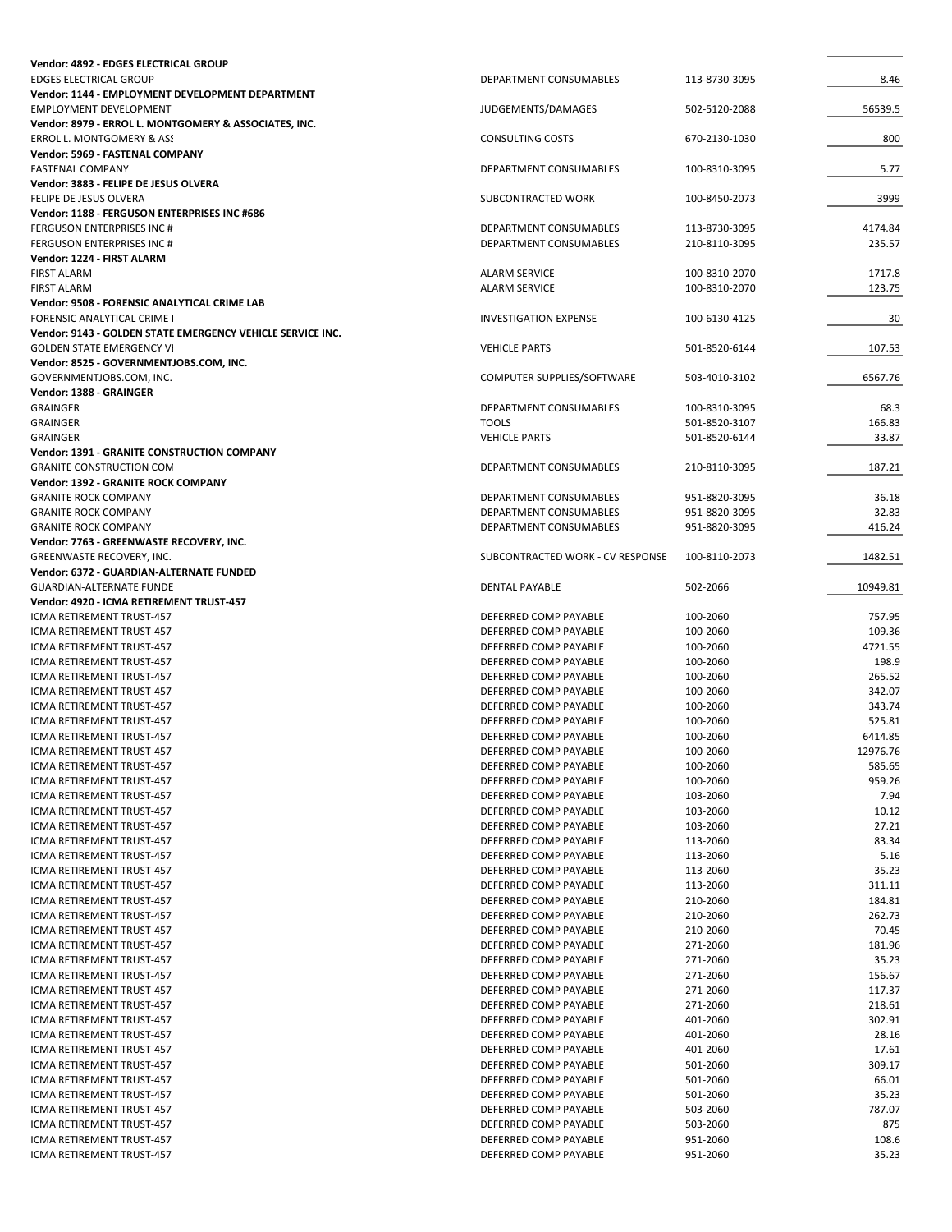| | | | |
|---|---|---|---|
| **Vendor: 4892 - EDGES ELECTRICAL GROUP** | | | |
| EDGES ELECTRICAL GROUP | DEPARTMENT CONSUMABLES | 113-8730-3095 | 8.46 |
| **Vendor: 1144 - EMPLOYMENT DEVELOPMENT DEPARTMENT** | | | |
| EMPLOYMENT DEVELOPMENT | JUDGEMENTS/DAMAGES | 502-5120-2088 | 56539.5 |
| **Vendor: 8979 - ERROL L. MONTGOMERY & ASSOCIATES, INC.** | | | |
| ERROL L. MONTGOMERY & ASS | CONSULTING COSTS | 670-2130-1030 | 800 |
| **Vendor: 5969 - FASTENAL COMPANY** | | | |
| FASTENAL COMPANY | DEPARTMENT CONSUMABLES | 100-8310-3095 | 5.77 |
| **Vendor: 3883 - FELIPE DE JESUS OLVERA** | | | |
| FELIPE DE JESUS OLVERA | SUBCONTRACTED WORK | 100-8450-2073 | 3999 |
| **Vendor: 1188 - FERGUSON ENTERPRISES INC #686** | | | |
| FERGUSON ENTERPRISES INC # | DEPARTMENT CONSUMABLES | 113-8730-3095 | 4174.84 |
| FERGUSON ENTERPRISES INC # | DEPARTMENT CONSUMABLES | 210-8110-3095 | 235.57 |
| **Vendor: 1224 - FIRST ALARM** | | | |
| FIRST ALARM | ALARM SERVICE | 100-8310-2070 | 1717.8 |
| FIRST ALARM | ALARM SERVICE | 100-8310-2070 | 123.75 |
| **Vendor: 9508 - FORENSIC ANALYTICAL CRIME LAB** | | | |
| FORENSIC ANALYTICAL CRIME I | INVESTIGATION EXPENSE | 100-6130-4125 | 30 |
| **Vendor: 9143 - GOLDEN STATE EMERGENCY VEHICLE SERVICE INC.** | | | |
| GOLDEN STATE EMERGENCY VI | VEHICLE PARTS | 501-8520-6144 | 107.53 |
| **Vendor: 8525 - GOVERNMENTJOBS.COM, INC.** | | | |
| GOVERNMENTJOBS.COM, INC. | COMPUTER SUPPLIES/SOFTWARE | 503-4010-3102 | 6567.76 |
| **Vendor: 1388 - GRAINGER** | | | |
| GRAINGER | DEPARTMENT CONSUMABLES | 100-8310-3095 | 68.3 |
| GRAINGER | TOOLS | 501-8520-3107 | 166.83 |
| GRAINGER | VEHICLE PARTS | 501-8520-6144 | 33.87 |
| **Vendor: 1391 - GRANITE CONSTRUCTION COMPANY** | | | |
| GRANITE CONSTRUCTION COM | DEPARTMENT CONSUMABLES | 210-8110-3095 | 187.21 |
| **Vendor: 1392 - GRANITE ROCK COMPANY** | | | |
| GRANITE ROCK COMPANY | DEPARTMENT CONSUMABLES | 951-8820-3095 | 36.18 |
| GRANITE ROCK COMPANY | DEPARTMENT CONSUMABLES | 951-8820-3095 | 32.83 |
| GRANITE ROCK COMPANY | DEPARTMENT CONSUMABLES | 951-8820-3095 | 416.24 |
| **Vendor: 7763 - GREENWASTE RECOVERY, INC.** | | | |
| GREENWASTE RECOVERY, INC. | SUBCONTRACTED WORK - CV RESPONSE | 100-8110-2073 | 1482.51 |
| **Vendor: 6372 - GUARDIAN-ALTERNATE FUNDED** | | | |
| GUARDIAN-ALTERNATE FUNDE | DENTAL PAYABLE | 502-2066 | 10949.81 |
| **Vendor: 4920 - ICMA RETIREMENT TRUST-457** | | | |
| ICMA RETIREMENT TRUST-457 | DEFERRED COMP PAYABLE | 100-2060 | 757.95 |
| ICMA RETIREMENT TRUST-457 | DEFERRED COMP PAYABLE | 100-2060 | 109.36 |
| ICMA RETIREMENT TRUST-457 | DEFERRED COMP PAYABLE | 100-2060 | 4721.55 |
| ICMA RETIREMENT TRUST-457 | DEFERRED COMP PAYABLE | 100-2060 | 198.9 |
| ICMA RETIREMENT TRUST-457 | DEFERRED COMP PAYABLE | 100-2060 | 265.52 |
| ICMA RETIREMENT TRUST-457 | DEFERRED COMP PAYABLE | 100-2060 | 342.07 |
| ICMA RETIREMENT TRUST-457 | DEFERRED COMP PAYABLE | 100-2060 | 343.74 |
| ICMA RETIREMENT TRUST-457 | DEFERRED COMP PAYABLE | 100-2060 | 525.81 |
| ICMA RETIREMENT TRUST-457 | DEFERRED COMP PAYABLE | 100-2060 | 6414.85 |
| ICMA RETIREMENT TRUST-457 | DEFERRED COMP PAYABLE | 100-2060 | 12976.76 |
| ICMA RETIREMENT TRUST-457 | DEFERRED COMP PAYABLE | 100-2060 | 585.65 |
| ICMA RETIREMENT TRUST-457 | DEFERRED COMP PAYABLE | 100-2060 | 959.26 |
| ICMA RETIREMENT TRUST-457 | DEFERRED COMP PAYABLE | 103-2060 | 7.94 |
| ICMA RETIREMENT TRUST-457 | DEFERRED COMP PAYABLE | 103-2060 | 10.12 |
| ICMA RETIREMENT TRUST-457 | DEFERRED COMP PAYABLE | 103-2060 | 27.21 |
| ICMA RETIREMENT TRUST-457 | DEFERRED COMP PAYABLE | 113-2060 | 83.34 |
| ICMA RETIREMENT TRUST-457 | DEFERRED COMP PAYABLE | 113-2060 | 5.16 |
| ICMA RETIREMENT TRUST-457 | DEFERRED COMP PAYABLE | 113-2060 | 35.23 |
| ICMA RETIREMENT TRUST-457 | DEFERRED COMP PAYABLE | 113-2060 | 311.11 |
| ICMA RETIREMENT TRUST-457 | DEFERRED COMP PAYABLE | 210-2060 | 184.81 |
| ICMA RETIREMENT TRUST-457 | DEFERRED COMP PAYABLE | 210-2060 | 262.73 |
| ICMA RETIREMENT TRUST-457 | DEFERRED COMP PAYABLE | 210-2060 | 70.45 |
| ICMA RETIREMENT TRUST-457 | DEFERRED COMP PAYABLE | 271-2060 | 181.96 |
| ICMA RETIREMENT TRUST-457 | DEFERRED COMP PAYABLE | 271-2060 | 35.23 |
| ICMA RETIREMENT TRUST-457 | DEFERRED COMP PAYABLE | 271-2060 | 156.67 |
| ICMA RETIREMENT TRUST-457 | DEFERRED COMP PAYABLE | 271-2060 | 117.37 |
| ICMA RETIREMENT TRUST-457 | DEFERRED COMP PAYABLE | 271-2060 | 218.61 |
| ICMA RETIREMENT TRUST-457 | DEFERRED COMP PAYABLE | 401-2060 | 302.91 |
| ICMA RETIREMENT TRUST-457 | DEFERRED COMP PAYABLE | 401-2060 | 28.16 |
| ICMA RETIREMENT TRUST-457 | DEFERRED COMP PAYABLE | 401-2060 | 17.61 |
| ICMA RETIREMENT TRUST-457 | DEFERRED COMP PAYABLE | 501-2060 | 309.17 |
| ICMA RETIREMENT TRUST-457 | DEFERRED COMP PAYABLE | 501-2060 | 66.01 |
| ICMA RETIREMENT TRUST-457 | DEFERRED COMP PAYABLE | 501-2060 | 35.23 |
| ICMA RETIREMENT TRUST-457 | DEFERRED COMP PAYABLE | 503-2060 | 787.07 |
| ICMA RETIREMENT TRUST-457 | DEFERRED COMP PAYABLE | 503-2060 | 875 |
| ICMA RETIREMENT TRUST-457 | DEFERRED COMP PAYABLE | 951-2060 | 108.6 |
| ICMA RETIREMENT TRUST-457 | DEFERRED COMP PAYABLE | 951-2060 | 35.23 |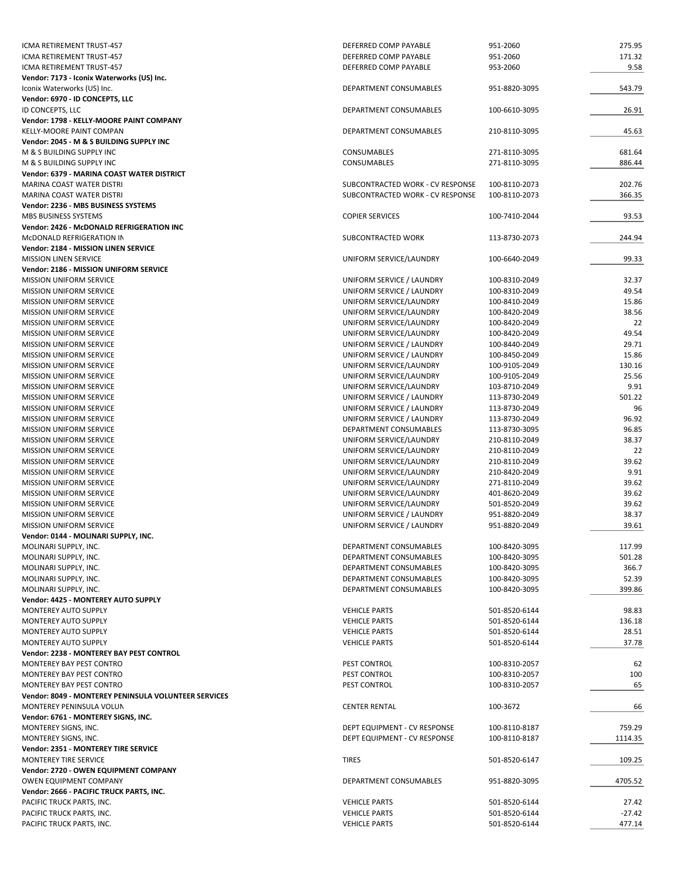| | | | |
|---|---|---|---|
| ICMA RETIREMENT TRUST-457 | DEFERRED COMP PAYABLE | 951-2060 | 275.95 |
| ICMA RETIREMENT TRUST-457 | DEFERRED COMP PAYABLE | 951-2060 | 171.32 |
| ICMA RETIREMENT TRUST-457 | DEFERRED COMP PAYABLE | 953-2060 | 9.58 |
| **Vendor: 7173 - Iconix Waterworks (US) Inc.** | | | |
| Iconix Waterworks (US) Inc. | DEPARTMENT CONSUMABLES | 951-8820-3095 | 543.79 |
| **Vendor: 6970 - ID CONCEPTS, LLC** | | | |
| ID CONCEPTS, LLC | DEPARTMENT CONSUMABLES | 100-6610-3095 | 26.91 |
| **Vendor: 1798 - KELLY-MOORE PAINT COMPANY** | | | |
| KELLY-MOORE PAINT COMPAN | DEPARTMENT CONSUMABLES | 210-8110-3095 | 45.63 |
| **Vendor: 2045 - M & S BUILDING SUPPLY INC** | | | |
| M & S BUILDING SUPPLY INC | CONSUMABLES | 271-8110-3095 | 681.64 |
| M & S BUILDING SUPPLY INC | CONSUMABLES | 271-8110-3095 | 886.44 |
| **Vendor: 6379 - MARINA COAST WATER DISTRICT** | | | |
| MARINA COAST WATER DISTRI | SUBCONTRACTED WORK - CV RESPONSE | 100-8110-2073 | 202.76 |
| MARINA COAST WATER DISTRI | SUBCONTRACTED WORK - CV RESPONSE | 100-8110-2073 | 366.35 |
| **Vendor: 2236 - MBS BUSINESS SYSTEMS** | | | |
| MBS BUSINESS SYSTEMS | COPIER SERVICES | 100-7410-2044 | 93.53 |
| **Vendor: 2426 - McDONALD REFRIGERATION INC** | | | |
| McDONALD REFRIGERATION IN | SUBCONTRACTED WORK | 113-8730-2073 | 244.94 |
| **Vendor: 2184 - MISSION LINEN SERVICE** | | | |
| MISSION LINEN SERVICE | UNIFORM SERVICE/LAUNDRY | 100-6640-2049 | 99.33 |
| **Vendor: 2186 - MISSION UNIFORM SERVICE** | | | |
| MISSION UNIFORM SERVICE | UNIFORM SERVICE / LAUNDRY | 100-8310-2049 | 32.37 |
| MISSION UNIFORM SERVICE | UNIFORM SERVICE / LAUNDRY | 100-8310-2049 | 49.54 |
| MISSION UNIFORM SERVICE | UNIFORM SERVICE/LAUNDRY | 100-8410-2049 | 15.86 |
| MISSION UNIFORM SERVICE | UNIFORM SERVICE/LAUNDRY | 100-8420-2049 | 38.56 |
| MISSION UNIFORM SERVICE | UNIFORM SERVICE/LAUNDRY | 100-8420-2049 | 22 |
| MISSION UNIFORM SERVICE | UNIFORM SERVICE/LAUNDRY | 100-8420-2049 | 49.54 |
| MISSION UNIFORM SERVICE | UNIFORM SERVICE / LAUNDRY | 100-8440-2049 | 29.71 |
| MISSION UNIFORM SERVICE | UNIFORM SERVICE / LAUNDRY | 100-8450-2049 | 15.86 |
| MISSION UNIFORM SERVICE | UNIFORM SERVICE/LAUNDRY | 100-9105-2049 | 130.16 |
| MISSION UNIFORM SERVICE | UNIFORM SERVICE/LAUNDRY | 100-9105-2049 | 25.56 |
| MISSION UNIFORM SERVICE | UNIFORM SERVICE/LAUNDRY | 103-8710-2049 | 9.91 |
| MISSION UNIFORM SERVICE | UNIFORM SERVICE / LAUNDRY | 113-8730-2049 | 501.22 |
| MISSION UNIFORM SERVICE | UNIFORM SERVICE / LAUNDRY | 113-8730-2049 | 96 |
| MISSION UNIFORM SERVICE | UNIFORM SERVICE / LAUNDRY | 113-8730-2049 | 96.92 |
| MISSION UNIFORM SERVICE | DEPARTMENT CONSUMABLES | 113-8730-3095 | 96.85 |
| MISSION UNIFORM SERVICE | UNIFORM SERVICE/LAUNDRY | 210-8110-2049 | 38.37 |
| MISSION UNIFORM SERVICE | UNIFORM SERVICE/LAUNDRY | 210-8110-2049 | 22 |
| MISSION UNIFORM SERVICE | UNIFORM SERVICE/LAUNDRY | 210-8110-2049 | 39.62 |
| MISSION UNIFORM SERVICE | UNIFORM SERVICE/LAUNDRY | 210-8420-2049 | 9.91 |
| MISSION UNIFORM SERVICE | UNIFORM SERVICE/LAUNDRY | 271-8110-2049 | 39.62 |
| MISSION UNIFORM SERVICE | UNIFORM SERVICE/LAUNDRY | 401-8620-2049 | 39.62 |
| MISSION UNIFORM SERVICE | UNIFORM SERVICE/LAUNDRY | 501-8520-2049 | 39.62 |
| MISSION UNIFORM SERVICE | UNIFORM SERVICE / LAUNDRY | 951-8820-2049 | 38.37 |
| MISSION UNIFORM SERVICE | UNIFORM SERVICE / LAUNDRY | 951-8820-2049 | 39.61 |
| **Vendor: 0144 - MOLINARI SUPPLY, INC.** | | | |
| MOLINARI SUPPLY, INC. | DEPARTMENT CONSUMABLES | 100-8420-3095 | 117.99 |
| MOLINARI SUPPLY, INC. | DEPARTMENT CONSUMABLES | 100-8420-3095 | 501.28 |
| MOLINARI SUPPLY, INC. | DEPARTMENT CONSUMABLES | 100-8420-3095 | 366.7 |
| MOLINARI SUPPLY, INC. | DEPARTMENT CONSUMABLES | 100-8420-3095 | 52.39 |
| MOLINARI SUPPLY, INC. | DEPARTMENT CONSUMABLES | 100-8420-3095 | 399.86 |
| **Vendor: 4425 - MONTEREY AUTO SUPPLY** | | | |
| MONTEREY AUTO SUPPLY | VEHICLE PARTS | 501-8520-6144 | 98.83 |
| MONTEREY AUTO SUPPLY | VEHICLE PARTS | 501-8520-6144 | 136.18 |
| MONTEREY AUTO SUPPLY | VEHICLE PARTS | 501-8520-6144 | 28.51 |
| MONTEREY AUTO SUPPLY | VEHICLE PARTS | 501-8520-6144 | 37.78 |
| **Vendor: 2238 - MONTEREY BAY PEST CONTROL** | | | |
| MONTEREY BAY PEST CONTRO | PEST CONTROL | 100-8310-2057 | 62 |
| MONTEREY BAY PEST CONTRO | PEST CONTROL | 100-8310-2057 | 100 |
| MONTEREY BAY PEST CONTRO | PEST CONTROL | 100-8310-2057 | 65 |
| **Vendor: 8049 - MONTEREY PENINSULA VOLUNTEER SERVICES** | | | |
| MONTEREY PENINSULA VOLUN | CENTER RENTAL | 100-3672 | 66 |
| **Vendor: 6761 - MONTEREY SIGNS, INC.** | | | |
| MONTEREY SIGNS, INC. | DEPT EQUIPMENT - CV RESPONSE | 100-8110-8187 | 759.29 |
| MONTEREY SIGNS, INC. | DEPT EQUIPMENT - CV RESPONSE | 100-8110-8187 | 1114.35 |
| **Vendor: 2351 - MONTEREY TIRE SERVICE** | | | |
| MONTEREY TIRE SERVICE | TIRES | 501-8520-6147 | 109.25 |
| **Vendor: 2720 - OWEN EQUIPMENT COMPANY** | | | |
| OWEN EQUIPMENT COMPANY | DEPARTMENT CONSUMABLES | 951-8820-3095 | 4705.52 |
| **Vendor: 2666 - PACIFIC TRUCK PARTS, INC.** | | | |
| PACIFIC TRUCK PARTS, INC. | VEHICLE PARTS | 501-8520-6144 | 27.42 |
| PACIFIC TRUCK PARTS, INC. | VEHICLE PARTS | 501-8520-6144 | -27.42 |
| PACIFIC TRUCK PARTS, INC. | VEHICLE PARTS | 501-8520-6144 | 477.14 |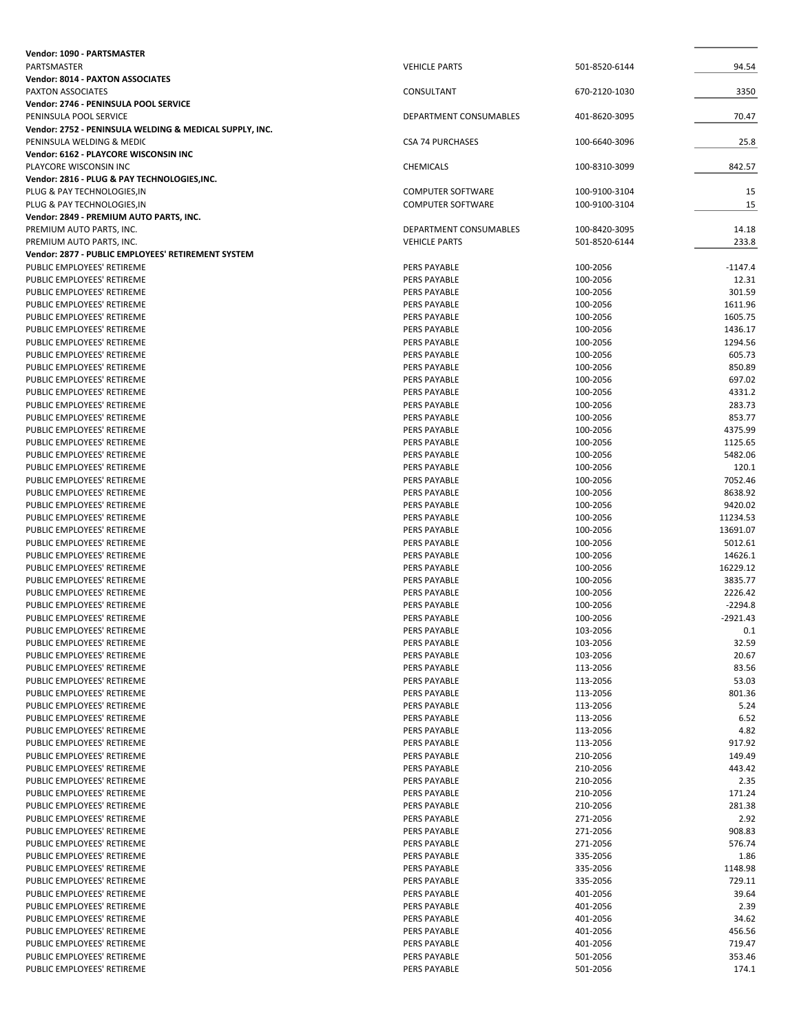| | | | |
|---|---|---|---|
| **Vendor: 1090 - PARTSMASTER** | | | |
| PARTSMASTER | VEHICLE PARTS | 501-8520-6144 | 94.54 |
| **Vendor: 8014 - PAXTON ASSOCIATES** | | | |
| PAXTON ASSOCIATES | CONSULTANT | 670-2120-1030 | 3350 |
| **Vendor: 2746 - PENINSULA POOL SERVICE** | | | |
| PENINSULA POOL SERVICE | DEPARTMENT CONSUMABLES | 401-8620-3095 | 70.47 |
| **Vendor: 2752 - PENINSULA WELDING & MEDICAL SUPPLY, INC.** | | | |
| PENINSULA WELDING & MEDIC | CSA 74 PURCHASES | 100-6640-3096 | 25.8 |
| **Vendor: 6162 - PLAYCORE WISCONSIN INC** | | | |
| PLAYCORE WISCONSIN INC | CHEMICALS | 100-8310-3099 | 842.57 |
| **Vendor: 2816 - PLUG & PAY TECHNOLOGIES,INC.** | | | |
| PLUG & PAY TECHNOLOGIES,IN | COMPUTER SOFTWARE | 100-9100-3104 | 15 |
| PLUG & PAY TECHNOLOGIES,IN | COMPUTER SOFTWARE | 100-9100-3104 | 15 |
| **Vendor: 2849 - PREMIUM AUTO PARTS, INC.** | | | |
| PREMIUM AUTO PARTS, INC. | DEPARTMENT CONSUMABLES | 100-8420-3095 | 14.18 |
| PREMIUM AUTO PARTS, INC. | VEHICLE PARTS | 501-8520-6144 | 233.8 |
| **Vendor: 2877 - PUBLIC EMPLOYEES' RETIREMENT SYSTEM** | | | |
| PUBLIC EMPLOYEES' RETIREME | PERS PAYABLE | 100-2056 | -1147.4 |
| PUBLIC EMPLOYEES' RETIREME | PERS PAYABLE | 100-2056 | 12.31 |
| PUBLIC EMPLOYEES' RETIREME | PERS PAYABLE | 100-2056 | 301.59 |
| PUBLIC EMPLOYEES' RETIREME | PERS PAYABLE | 100-2056 | 1611.96 |
| PUBLIC EMPLOYEES' RETIREME | PERS PAYABLE | 100-2056 | 1605.75 |
| PUBLIC EMPLOYEES' RETIREME | PERS PAYABLE | 100-2056 | 1436.17 |
| PUBLIC EMPLOYEES' RETIREME | PERS PAYABLE | 100-2056 | 1294.56 |
| PUBLIC EMPLOYEES' RETIREME | PERS PAYABLE | 100-2056 | 605.73 |
| PUBLIC EMPLOYEES' RETIREME | PERS PAYABLE | 100-2056 | 850.89 |
| PUBLIC EMPLOYEES' RETIREME | PERS PAYABLE | 100-2056 | 697.02 |
| PUBLIC EMPLOYEES' RETIREME | PERS PAYABLE | 100-2056 | 4331.2 |
| PUBLIC EMPLOYEES' RETIREME | PERS PAYABLE | 100-2056 | 283.73 |
| PUBLIC EMPLOYEES' RETIREME | PERS PAYABLE | 100-2056 | 853.77 |
| PUBLIC EMPLOYEES' RETIREME | PERS PAYABLE | 100-2056 | 4375.99 |
| PUBLIC EMPLOYEES' RETIREME | PERS PAYABLE | 100-2056 | 1125.65 |
| PUBLIC EMPLOYEES' RETIREME | PERS PAYABLE | 100-2056 | 5482.06 |
| PUBLIC EMPLOYEES' RETIREME | PERS PAYABLE | 100-2056 | 120.1 |
| PUBLIC EMPLOYEES' RETIREME | PERS PAYABLE | 100-2056 | 7052.46 |
| PUBLIC EMPLOYEES' RETIREME | PERS PAYABLE | 100-2056 | 8638.92 |
| PUBLIC EMPLOYEES' RETIREME | PERS PAYABLE | 100-2056 | 9420.02 |
| PUBLIC EMPLOYEES' RETIREME | PERS PAYABLE | 100-2056 | 11234.53 |
| PUBLIC EMPLOYEES' RETIREME | PERS PAYABLE | 100-2056 | 13691.07 |
| PUBLIC EMPLOYEES' RETIREME | PERS PAYABLE | 100-2056 | 5012.61 |
| PUBLIC EMPLOYEES' RETIREME | PERS PAYABLE | 100-2056 | 14626.1 |
| PUBLIC EMPLOYEES' RETIREME | PERS PAYABLE | 100-2056 | 16229.12 |
| PUBLIC EMPLOYEES' RETIREME | PERS PAYABLE | 100-2056 | 3835.77 |
| PUBLIC EMPLOYEES' RETIREME | PERS PAYABLE | 100-2056 | 2226.42 |
| PUBLIC EMPLOYEES' RETIREME | PERS PAYABLE | 100-2056 | -2294.8 |
| PUBLIC EMPLOYEES' RETIREME | PERS PAYABLE | 100-2056 | -2921.43 |
| PUBLIC EMPLOYEES' RETIREME | PERS PAYABLE | 103-2056 | 0.1 |
| PUBLIC EMPLOYEES' RETIREME | PERS PAYABLE | 103-2056 | 32.59 |
| PUBLIC EMPLOYEES' RETIREME | PERS PAYABLE | 103-2056 | 20.67 |
| PUBLIC EMPLOYEES' RETIREME | PERS PAYABLE | 113-2056 | 83.56 |
| PUBLIC EMPLOYEES' RETIREME | PERS PAYABLE | 113-2056 | 53.03 |
| PUBLIC EMPLOYEES' RETIREME | PERS PAYABLE | 113-2056 | 801.36 |
| PUBLIC EMPLOYEES' RETIREME | PERS PAYABLE | 113-2056 | 5.24 |
| PUBLIC EMPLOYEES' RETIREME | PERS PAYABLE | 113-2056 | 6.52 |
| PUBLIC EMPLOYEES' RETIREME | PERS PAYABLE | 113-2056 | 4.82 |
| PUBLIC EMPLOYEES' RETIREME | PERS PAYABLE | 113-2056 | 917.92 |
| PUBLIC EMPLOYEES' RETIREME | PERS PAYABLE | 210-2056 | 149.49 |
| PUBLIC EMPLOYEES' RETIREME | PERS PAYABLE | 210-2056 | 443.42 |
| PUBLIC EMPLOYEES' RETIREME | PERS PAYABLE | 210-2056 | 2.35 |
| PUBLIC EMPLOYEES' RETIREME | PERS PAYABLE | 210-2056 | 171.24 |
| PUBLIC EMPLOYEES' RETIREME | PERS PAYABLE | 210-2056 | 281.38 |
| PUBLIC EMPLOYEES' RETIREME | PERS PAYABLE | 271-2056 | 2.92 |
| PUBLIC EMPLOYEES' RETIREME | PERS PAYABLE | 271-2056 | 908.83 |
| PUBLIC EMPLOYEES' RETIREME | PERS PAYABLE | 271-2056 | 576.74 |
| PUBLIC EMPLOYEES' RETIREME | PERS PAYABLE | 335-2056 | 1.86 |
| PUBLIC EMPLOYEES' RETIREME | PERS PAYABLE | 335-2056 | 1148.98 |
| PUBLIC EMPLOYEES' RETIREME | PERS PAYABLE | 335-2056 | 729.11 |
| PUBLIC EMPLOYEES' RETIREME | PERS PAYABLE | 401-2056 | 39.64 |
| PUBLIC EMPLOYEES' RETIREME | PERS PAYABLE | 401-2056 | 2.39 |
| PUBLIC EMPLOYEES' RETIREME | PERS PAYABLE | 401-2056 | 34.62 |
| PUBLIC EMPLOYEES' RETIREME | PERS PAYABLE | 401-2056 | 456.56 |
| PUBLIC EMPLOYEES' RETIREME | PERS PAYABLE | 401-2056 | 719.47 |
| PUBLIC EMPLOYEES' RETIREME | PERS PAYABLE | 501-2056 | 353.46 |
| PUBLIC EMPLOYEES' RETIREME | PERS PAYABLE | 501-2056 | 174.1 |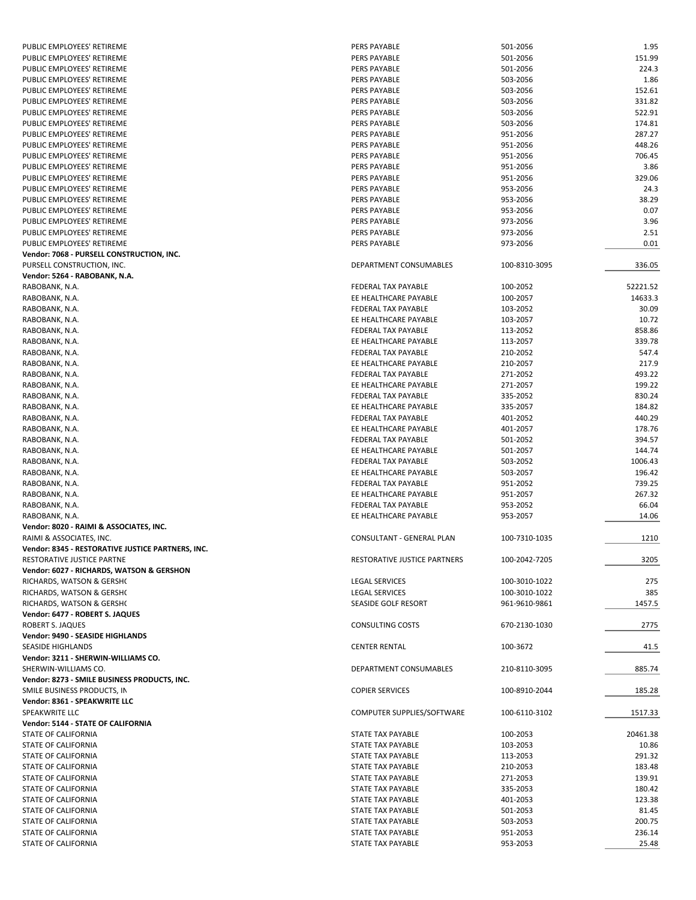| | | | |
|---|---|---|---|
| PUBLIC EMPLOYEES' RETIREME | PERS PAYABLE | 501-2056 | 1.95 |
| PUBLIC EMPLOYEES' RETIREME | PERS PAYABLE | 501-2056 | 151.99 |
| PUBLIC EMPLOYEES' RETIREME | PERS PAYABLE | 501-2056 | 224.3 |
| PUBLIC EMPLOYEES' RETIREME | PERS PAYABLE | 503-2056 | 1.86 |
| PUBLIC EMPLOYEES' RETIREME | PERS PAYABLE | 503-2056 | 152.61 |
| PUBLIC EMPLOYEES' RETIREME | PERS PAYABLE | 503-2056 | 331.82 |
| PUBLIC EMPLOYEES' RETIREME | PERS PAYABLE | 503-2056 | 522.91 |
| PUBLIC EMPLOYEES' RETIREME | PERS PAYABLE | 503-2056 | 174.81 |
| PUBLIC EMPLOYEES' RETIREME | PERS PAYABLE | 951-2056 | 287.27 |
| PUBLIC EMPLOYEES' RETIREME | PERS PAYABLE | 951-2056 | 448.26 |
| PUBLIC EMPLOYEES' RETIREME | PERS PAYABLE | 951-2056 | 706.45 |
| PUBLIC EMPLOYEES' RETIREME | PERS PAYABLE | 951-2056 | 3.86 |
| PUBLIC EMPLOYEES' RETIREME | PERS PAYABLE | 951-2056 | 329.06 |
| PUBLIC EMPLOYEES' RETIREME | PERS PAYABLE | 953-2056 | 24.3 |
| PUBLIC EMPLOYEES' RETIREME | PERS PAYABLE | 953-2056 | 38.29 |
| PUBLIC EMPLOYEES' RETIREME | PERS PAYABLE | 953-2056 | 0.07 |
| PUBLIC EMPLOYEES' RETIREME | PERS PAYABLE | 973-2056 | 3.96 |
| PUBLIC EMPLOYEES' RETIREME | PERS PAYABLE | 973-2056 | 2.51 |
| PUBLIC EMPLOYEES' RETIREME | PERS PAYABLE | 973-2056 | 0.01 |
| **Vendor: 7068 - PURSELL CONSTRUCTION, INC.** | | | |
| PURSELL CONSTRUCTION, INC. | DEPARTMENT CONSUMABLES | 100-8310-3095 | 336.05 |
| **Vendor: 5264 - RABOBANK, N.A.** | | | |
| RABOBANK, N.A. | FEDERAL TAX PAYABLE | 100-2052 | 52221.52 |
| RABOBANK, N.A. | EE HEALTHCARE PAYABLE | 100-2057 | 14633.3 |
| RABOBANK, N.A. | FEDERAL TAX PAYABLE | 103-2052 | 30.09 |
| RABOBANK, N.A. | EE HEALTHCARE PAYABLE | 103-2057 | 10.72 |
| RABOBANK, N.A. | FEDERAL TAX PAYABLE | 113-2052 | 858.86 |
| RABOBANK, N.A. | EE HEALTHCARE PAYABLE | 113-2057 | 339.78 |
| RABOBANK, N.A. | FEDERAL TAX PAYABLE | 210-2052 | 547.4 |
| RABOBANK, N.A. | EE HEALTHCARE PAYABLE | 210-2057 | 217.9 |
| RABOBANK, N.A. | FEDERAL TAX PAYABLE | 271-2052 | 493.22 |
| RABOBANK, N.A. | EE HEALTHCARE PAYABLE | 271-2057 | 199.22 |
| RABOBANK, N.A. | FEDERAL TAX PAYABLE | 335-2052 | 830.24 |
| RABOBANK, N.A. | EE HEALTHCARE PAYABLE | 335-2057 | 184.82 |
| RABOBANK, N.A. | FEDERAL TAX PAYABLE | 401-2052 | 440.29 |
| RABOBANK, N.A. | EE HEALTHCARE PAYABLE | 401-2057 | 178.76 |
| RABOBANK, N.A. | FEDERAL TAX PAYABLE | 501-2052 | 394.57 |
| RABOBANK, N.A. | EE HEALTHCARE PAYABLE | 501-2057 | 144.74 |
| RABOBANK, N.A. | FEDERAL TAX PAYABLE | 503-2052 | 1006.43 |
| RABOBANK, N.A. | EE HEALTHCARE PAYABLE | 503-2057 | 196.42 |
| RABOBANK, N.A. | FEDERAL TAX PAYABLE | 951-2052 | 739.25 |
| RABOBANK, N.A. | EE HEALTHCARE PAYABLE | 951-2057 | 267.32 |
| RABOBANK, N.A. | FEDERAL TAX PAYABLE | 953-2052 | 66.04 |
| RABOBANK, N.A. | EE HEALTHCARE PAYABLE | 953-2057 | 14.06 |
| **Vendor: 8020 - RAIMI & ASSOCIATES, INC.** | | | |
| RAIMI & ASSOCIATES, INC. | CONSULTANT - GENERAL PLAN | 100-7310-1035 | 1210 |
| **Vendor: 8345 - RESTORATIVE JUSTICE PARTNERS, INC.** | | | |
| RESTORATIVE JUSTICE PARTNE | RESTORATIVE JUSTICE PARTNERS | 100-2042-7205 | 3205 |
| **Vendor: 6027 - RICHARDS, WATSON & GERSHON** | | | |
| RICHARDS, WATSON & GERSH( | LEGAL SERVICES | 100-3010-1022 | 275 |
| RICHARDS, WATSON & GERSH( | LEGAL SERVICES | 100-3010-1022 | 385 |
| RICHARDS, WATSON & GERSH( | SEASIDE GOLF RESORT | 961-9610-9861 | 1457.5 |
| **Vendor: 6477 - ROBERT S. JAQUES** | | | |
| ROBERT S. JAQUES | CONSULTING COSTS | 670-2130-1030 | 2775 |
| **Vendor: 9490 - SEASIDE HIGHLANDS** | | | |
| SEASIDE HIGHLANDS | CENTER RENTAL | 100-3672 | 41.5 |
| **Vendor: 3211 - SHERWIN-WILLIAMS CO.** | | | |
| SHERWIN-WILLIAMS CO. | DEPARTMENT CONSUMABLES | 210-8110-3095 | 885.74 |
| **Vendor: 8273 - SMILE BUSINESS PRODUCTS, INC.** | | | |
| SMILE BUSINESS PRODUCTS, IN | COPIER SERVICES | 100-8910-2044 | 185.28 |
| **Vendor: 8361 - SPEAKWRITE LLC** | | | |
| SPEAKWRITE LLC | COMPUTER SUPPLIES/SOFTWARE | 100-6110-3102 | 1517.33 |
| **Vendor: 5144 - STATE OF CALIFORNIA** | | | |
| STATE OF CALIFORNIA | STATE TAX PAYABLE | 100-2053 | 20461.38 |
| STATE OF CALIFORNIA | STATE TAX PAYABLE | 103-2053 | 10.86 |
| STATE OF CALIFORNIA | STATE TAX PAYABLE | 113-2053 | 291.32 |
| STATE OF CALIFORNIA | STATE TAX PAYABLE | 210-2053 | 183.48 |
| STATE OF CALIFORNIA | STATE TAX PAYABLE | 271-2053 | 139.91 |
| STATE OF CALIFORNIA | STATE TAX PAYABLE | 335-2053 | 180.42 |
| STATE OF CALIFORNIA | STATE TAX PAYABLE | 401-2053 | 123.38 |
| STATE OF CALIFORNIA | STATE TAX PAYABLE | 501-2053 | 81.45 |
| STATE OF CALIFORNIA | STATE TAX PAYABLE | 503-2053 | 200.75 |
| STATE OF CALIFORNIA | STATE TAX PAYABLE | 951-2053 | 236.14 |
| STATE OF CALIFORNIA | STATE TAX PAYABLE | 953-2053 | 25.48 |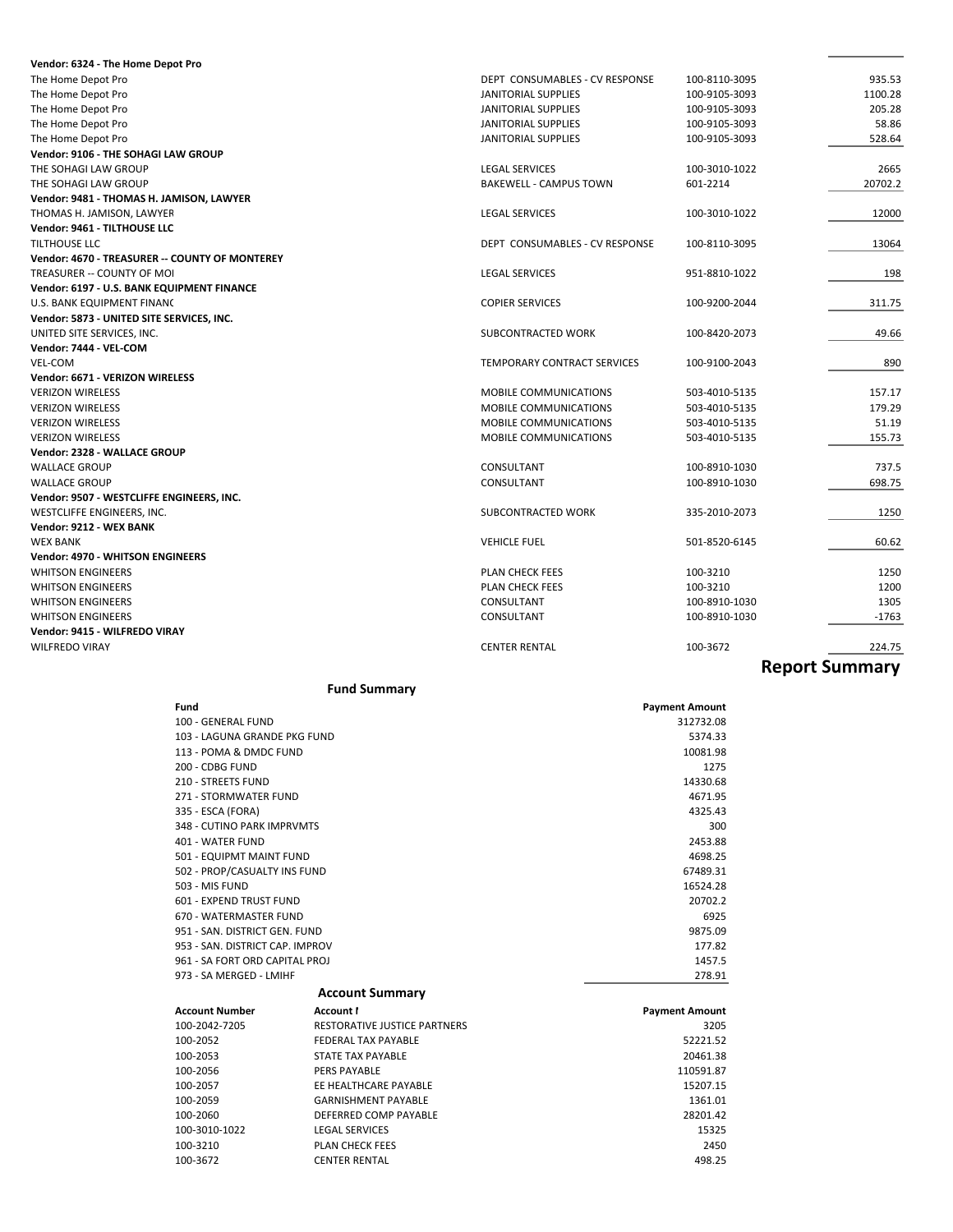| Vendor / Payee | Description | Account | Amount |
|---|---|---|---|
| **Vendor: 6324 - The Home Depot Pro** | | | |
| The Home Depot Pro | DEPT CONSUMABLES - CV RESPONSE | 100-8110-3095 | 935.53 |
| The Home Depot Pro | JANITORIAL SUPPLIES | 100-9105-3093 | 1100.28 |
| The Home Depot Pro | JANITORIAL SUPPLIES | 100-9105-3093 | 205.28 |
| The Home Depot Pro | JANITORIAL SUPPLIES | 100-9105-3093 | 58.86 |
| The Home Depot Pro | JANITORIAL SUPPLIES | 100-9105-3093 | 528.64 |
| **Vendor: 9106 - THE SOHAGI LAW GROUP** | | | |
| THE SOHAGI LAW GROUP | LEGAL SERVICES | 100-3010-1022 | 2665 |
| THE SOHAGI LAW GROUP | BAKEWELL - CAMPUS TOWN | 601-2214 | 20702.2 |
| **Vendor: 9481 - THOMAS H. JAMISON, LAWYER** | | | |
| THOMAS H. JAMISON, LAWYER | LEGAL SERVICES | 100-3010-1022 | 12000 |
| **Vendor: 9461 - TILTHOUSE LLC** | | | |
| TILTHOUSE LLC | DEPT CONSUMABLES - CV RESPONSE | 100-8110-3095 | 13064 |
| **Vendor: 4670 - TREASURER -- COUNTY OF MONTEREY** | | | |
| TREASURER -- COUNTY OF MOI | LEGAL SERVICES | 951-8810-1022 | 198 |
| **Vendor: 6197 - U.S. BANK EQUIPMENT FINANCE** | | | |
| U.S. BANK EQUIPMENT FINANC | COPIER SERVICES | 100-9200-2044 | 311.75 |
| **Vendor: 5873 - UNITED SITE SERVICES, INC.** | | | |
| UNITED SITE SERVICES, INC. | SUBCONTRACTED WORK | 100-8420-2073 | 49.66 |
| **Vendor: 7444 - VEL-COM** | | | |
| VEL-COM | TEMPORARY CONTRACT SERVICES | 100-9100-2043 | 890 |
| **Vendor: 6671 - VERIZON WIRELESS** | | | |
| VERIZON WIRELESS | MOBILE COMMUNICATIONS | 503-4010-5135 | 157.17 |
| VERIZON WIRELESS | MOBILE COMMUNICATIONS | 503-4010-5135 | 179.29 |
| VERIZON WIRELESS | MOBILE COMMUNICATIONS | 503-4010-5135 | 51.19 |
| VERIZON WIRELESS | MOBILE COMMUNICATIONS | 503-4010-5135 | 155.73 |
| **Vendor: 2328 - WALLACE GROUP** | | | |
| WALLACE GROUP | CONSULTANT | 100-8910-1030 | 737.5 |
| WALLACE GROUP | CONSULTANT | 100-8910-1030 | 698.75 |
| **Vendor: 9507 - WESTCLIFFE ENGINEERS, INC.** | | | |
| WESTCLIFFE ENGINEERS, INC. | SUBCONTRACTED WORK | 335-2010-2073 | 1250 |
| **Vendor: 9212 - WEX BANK** | | | |
| WEX BANK | VEHICLE FUEL | 501-8520-6145 | 60.62 |
| **Vendor: 4970 - WHITSON ENGINEERS** | | | |
| WHITSON ENGINEERS | PLAN CHECK FEES | 100-3210 | 1250 |
| WHITSON ENGINEERS | PLAN CHECK FEES | 100-3210 | 1200 |
| WHITSON ENGINEERS | CONSULTANT | 100-8910-1030 | 1305 |
| WHITSON ENGINEERS | CONSULTANT | 100-8910-1030 | -1763 |
| **Vendor: 9415 - WILFREDO VIRAY** | | | |
| WILFREDO VIRAY | CENTER RENTAL | 100-3672 | 224.75 |

## Report Summary

### Fund Summary

| Fund | Payment Amount |
|---|---|
| 100 - GENERAL FUND | 312732.08 |
| 103 - LAGUNA GRANDE PKG FUND | 5374.33 |
| 113 - POMA & DMDC FUND | 10081.98 |
| 200 - CDBG FUND | 1275 |
| 210 - STREETS FUND | 14330.68 |
| 271 - STORMWATER FUND | 4671.95 |
| 335 - ESCA (FORA) | 4325.43 |
| 348 - CUTINO PARK IMPRVMTS | 300 |
| 401 - WATER FUND | 2453.88 |
| 501 - EQUIPMT MAINT FUND | 4698.25 |
| 502 - PROP/CASUALTY INS FUND | 67489.31 |
| 503 - MIS FUND | 16524.28 |
| 601 - EXPEND TRUST FUND | 20702.2 |
| 670 - WATERMASTER FUND | 6925 |
| 951 - SAN. DISTRICT GEN. FUND | 9875.09 |
| 953 - SAN. DISTRICT CAP. IMPROV | 177.82 |
| 961 - SA FORT ORD CAPITAL PROJ | 1457.5 |
| 973 - SA MERGED - LMIHF | 278.91 |

### Account Summary

| Account Number | Account I | Payment Amount |
|---|---|---|
| 100-2042-7205 | RESTORATIVE JUSTICE PARTNERS | 3205 |
| 100-2052 | FEDERAL TAX PAYABLE | 52221.52 |
| 100-2053 | STATE TAX PAYABLE | 20461.38 |
| 100-2056 | PERS PAYABLE | 110591.87 |
| 100-2057 | EE HEALTHCARE PAYABLE | 15207.15 |
| 100-2059 | GARNISHMENT PAYABLE | 1361.01 |
| 100-2060 | DEFERRED COMP PAYABLE | 28201.42 |
| 100-3010-1022 | LEGAL SERVICES | 15325 |
| 100-3210 | PLAN CHECK FEES | 2450 |
| 100-3672 | CENTER RENTAL | 498.25 |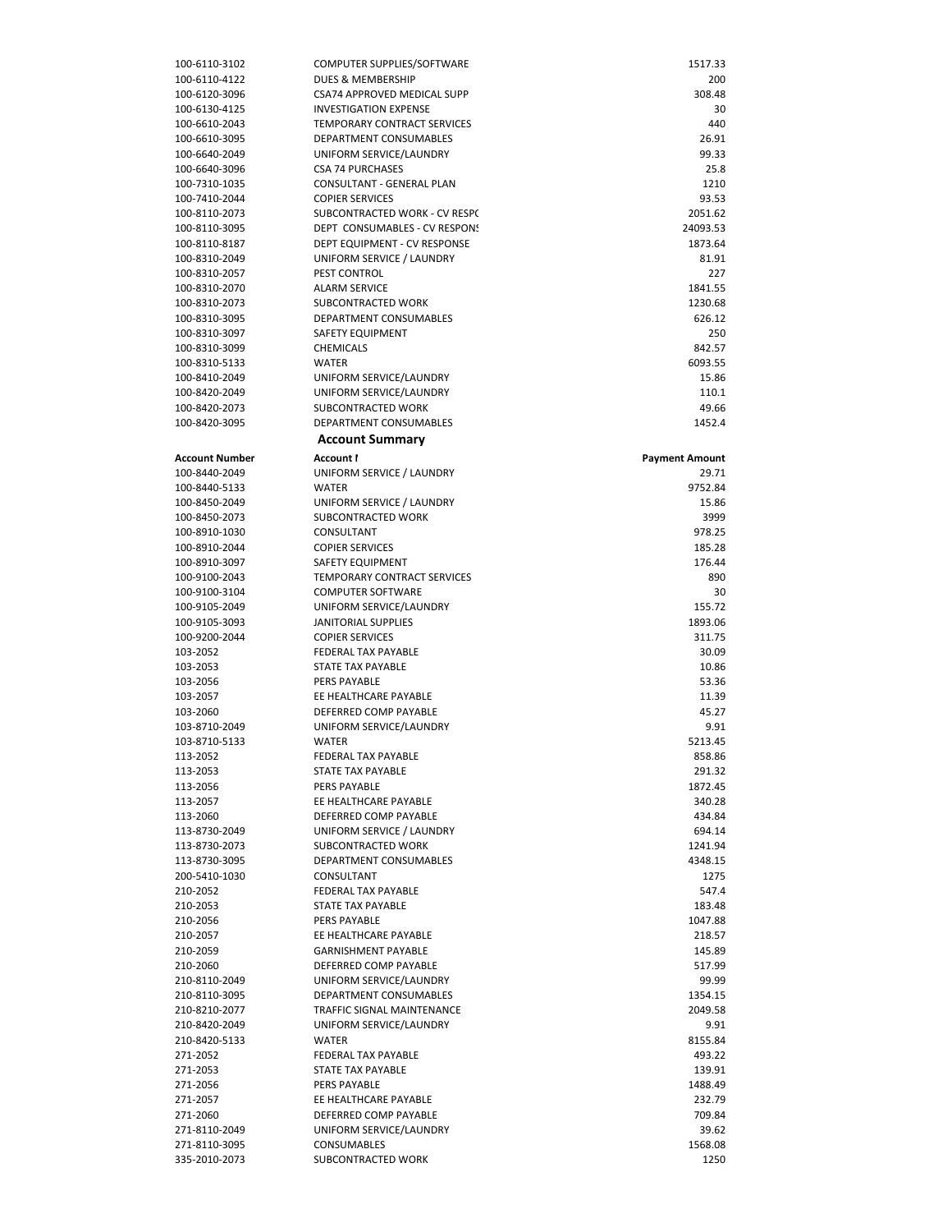| | | |
|---|---|---|
| 100-6110-3102 | COMPUTER SUPPLIES/SOFTWARE | 1517.33 |
| 100-6110-4122 | DUES & MEMBERSHIP | 200 |
| 100-6120-3096 | CSA74 APPROVED MEDICAL SUPP | 308.48 |
| 100-6130-4125 | INVESTIGATION EXPENSE | 30 |
| 100-6610-2043 | TEMPORARY CONTRACT SERVICES | 440 |
| 100-6610-3095 | DEPARTMENT CONSUMABLES | 26.91 |
| 100-6640-2049 | UNIFORM SERVICE/LAUNDRY | 99.33 |
| 100-6640-3096 | CSA 74 PURCHASES | 25.8 |
| 100-7310-1035 | CONSULTANT - GENERAL PLAN | 1210 |
| 100-7410-2044 | COPIER SERVICES | 93.53 |
| 100-8110-2073 | SUBCONTRACTED WORK - CV RESP( | 2051.62 |
| 100-8110-3095 | DEPT CONSUMABLES - CV RESPONS | 24093.53 |
| 100-8110-8187 | DEPT EQUIPMENT - CV RESPONSE | 1873.64 |
| 100-8310-2049 | UNIFORM SERVICE / LAUNDRY | 81.91 |
| 100-8310-2057 | PEST CONTROL | 227 |
| 100-8310-2070 | ALARM SERVICE | 1841.55 |
| 100-8310-2073 | SUBCONTRACTED WORK | 1230.68 |
| 100-8310-3095 | DEPARTMENT CONSUMABLES | 626.12 |
| 100-8310-3097 | SAFETY EQUIPMENT | 250 |
| 100-8310-3099 | CHEMICALS | 842.57 |
| 100-8310-5133 | WATER | 6093.55 |
| 100-8410-2049 | UNIFORM SERVICE/LAUNDRY | 15.86 |
| 100-8420-2049 | UNIFORM SERVICE/LAUNDRY | 110.1 |
| 100-8420-2073 | SUBCONTRACTED WORK | 49.66 |
| 100-8420-3095 | DEPARTMENT CONSUMABLES | 1452.4 |

## Account Summary

| Account Number | Account I | Payment Amount |
|---|---|---|
| 100-8440-2049 | UNIFORM SERVICE / LAUNDRY | 29.71 |
| 100-8440-5133 | WATER | 9752.84 |
| 100-8450-2049 | UNIFORM SERVICE / LAUNDRY | 15.86 |
| 100-8450-2073 | SUBCONTRACTED WORK | 3999 |
| 100-8910-1030 | CONSULTANT | 978.25 |
| 100-8910-2044 | COPIER SERVICES | 185.28 |
| 100-8910-3097 | SAFETY EQUIPMENT | 176.44 |
| 100-9100-2043 | TEMPORARY CONTRACT SERVICES | 890 |
| 100-9100-3104 | COMPUTER SOFTWARE | 30 |
| 100-9105-2049 | UNIFORM SERVICE/LAUNDRY | 155.72 |
| 100-9105-3093 | JANITORIAL SUPPLIES | 1893.06 |
| 100-9200-2044 | COPIER SERVICES | 311.75 |
| 103-2052 | FEDERAL TAX PAYABLE | 30.09 |
| 103-2053 | STATE TAX PAYABLE | 10.86 |
| 103-2056 | PERS PAYABLE | 53.36 |
| 103-2057 | EE HEALTHCARE PAYABLE | 11.39 |
| 103-2060 | DEFERRED COMP PAYABLE | 45.27 |
| 103-8710-2049 | UNIFORM SERVICE/LAUNDRY | 9.91 |
| 103-8710-5133 | WATER | 5213.45 |
| 113-2052 | FEDERAL TAX PAYABLE | 858.86 |
| 113-2053 | STATE TAX PAYABLE | 291.32 |
| 113-2056 | PERS PAYABLE | 1872.45 |
| 113-2057 | EE HEALTHCARE PAYABLE | 340.28 |
| 113-2060 | DEFERRED COMP PAYABLE | 434.84 |
| 113-8730-2049 | UNIFORM SERVICE / LAUNDRY | 694.14 |
| 113-8730-2073 | SUBCONTRACTED WORK | 1241.94 |
| 113-8730-3095 | DEPARTMENT CONSUMABLES | 4348.15 |
| 200-5410-1030 | CONSULTANT | 1275 |
| 210-2052 | FEDERAL TAX PAYABLE | 547.4 |
| 210-2053 | STATE TAX PAYABLE | 183.48 |
| 210-2056 | PERS PAYABLE | 1047.88 |
| 210-2057 | EE HEALTHCARE PAYABLE | 218.57 |
| 210-2059 | GARNISHMENT PAYABLE | 145.89 |
| 210-2060 | DEFERRED COMP PAYABLE | 517.99 |
| 210-8110-2049 | UNIFORM SERVICE/LAUNDRY | 99.99 |
| 210-8110-3095 | DEPARTMENT CONSUMABLES | 1354.15 |
| 210-8210-2077 | TRAFFIC SIGNAL MAINTENANCE | 2049.58 |
| 210-8420-2049 | UNIFORM SERVICE/LAUNDRY | 9.91 |
| 210-8420-5133 | WATER | 8155.84 |
| 271-2052 | FEDERAL TAX PAYABLE | 493.22 |
| 271-2053 | STATE TAX PAYABLE | 139.91 |
| 271-2056 | PERS PAYABLE | 1488.49 |
| 271-2057 | EE HEALTHCARE PAYABLE | 232.79 |
| 271-2060 | DEFERRED COMP PAYABLE | 709.84 |
| 271-8110-2049 | UNIFORM SERVICE/LAUNDRY | 39.62 |
| 271-8110-3095 | CONSUMABLES | 1568.08 |
| 335-2010-2073 | SUBCONTRACTED WORK | 1250 |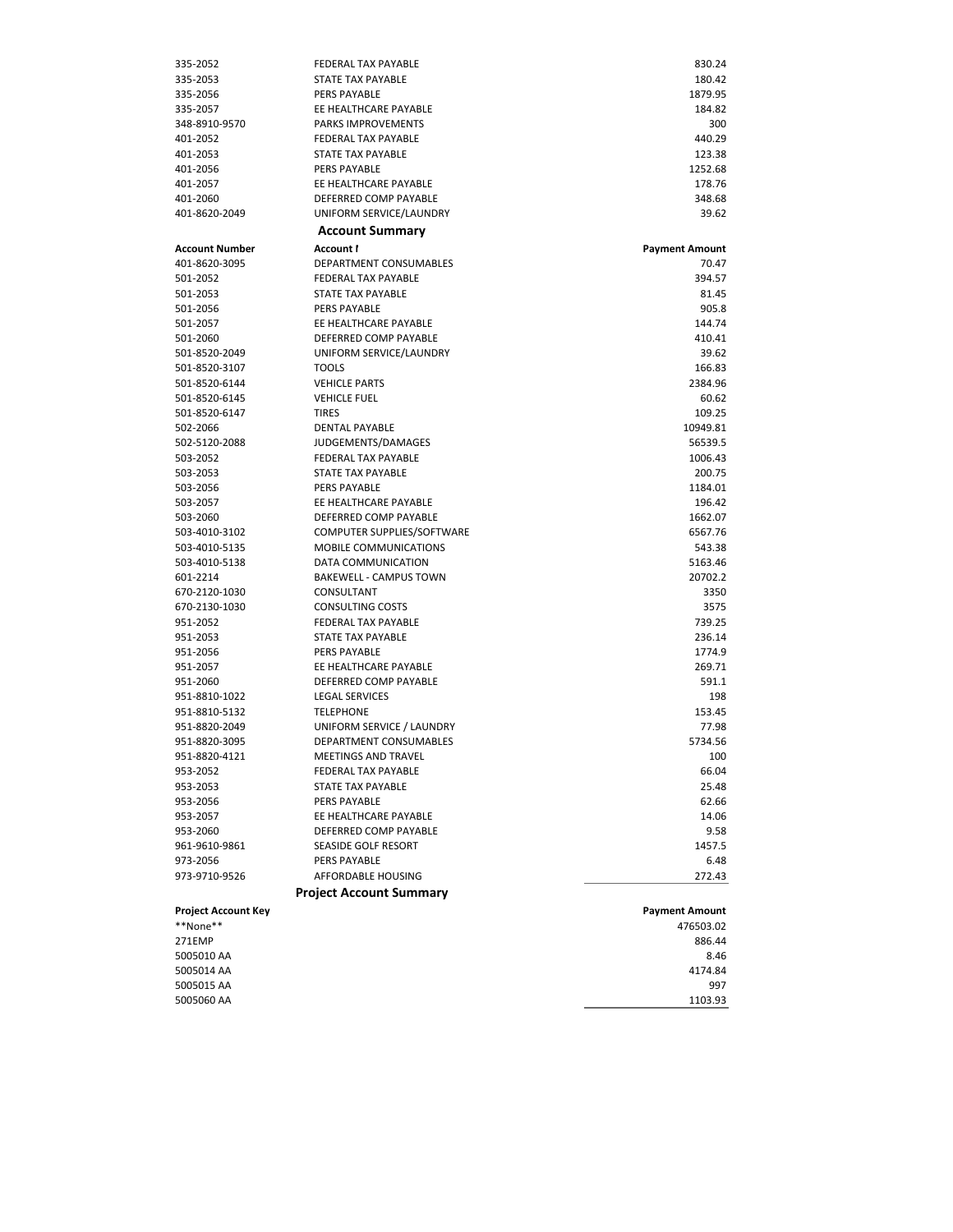| | | |
|---|---|---|
| 335-2052 | FEDERAL TAX PAYABLE | 830.24 |
| 335-2053 | STATE TAX PAYABLE | 180.42 |
| 335-2056 | PERS PAYABLE | 1879.95 |
| 335-2057 | EE HEALTHCARE PAYABLE | 184.82 |
| 348-8910-9570 | PARKS IMPROVEMENTS | 300 |
| 401-2052 | FEDERAL TAX PAYABLE | 440.29 |
| 401-2053 | STATE TAX PAYABLE | 123.38 |
| 401-2056 | PERS PAYABLE | 1252.68 |
| 401-2057 | EE HEALTHCARE PAYABLE | 178.76 |
| 401-2060 | DEFERRED COMP PAYABLE | 348.68 |
| 401-8620-2049 | UNIFORM SERVICE/LAUNDRY | 39.62 |

## Account Summary

| Account Number | Account I | Payment Amount |
|---|---|---|
| 401-8620-3095 | DEPARTMENT CONSUMABLES | 70.47 |
| 501-2052 | FEDERAL TAX PAYABLE | 394.57 |
| 501-2053 | STATE TAX PAYABLE | 81.45 |
| 501-2056 | PERS PAYABLE | 905.8 |
| 501-2057 | EE HEALTHCARE PAYABLE | 144.74 |
| 501-2060 | DEFERRED COMP PAYABLE | 410.41 |
| 501-8520-2049 | UNIFORM SERVICE/LAUNDRY | 39.62 |
| 501-8520-3107 | TOOLS | 166.83 |
| 501-8520-6144 | VEHICLE PARTS | 2384.96 |
| 501-8520-6145 | VEHICLE FUEL | 60.62 |
| 501-8520-6147 | TIRES | 109.25 |
| 502-2066 | DENTAL PAYABLE | 10949.81 |
| 502-5120-2088 | JUDGEMENTS/DAMAGES | 56539.5 |
| 503-2052 | FEDERAL TAX PAYABLE | 1006.43 |
| 503-2053 | STATE TAX PAYABLE | 200.75 |
| 503-2056 | PERS PAYABLE | 1184.01 |
| 503-2057 | EE HEALTHCARE PAYABLE | 196.42 |
| 503-2060 | DEFERRED COMP PAYABLE | 1662.07 |
| 503-4010-3102 | COMPUTER SUPPLIES/SOFTWARE | 6567.76 |
| 503-4010-5135 | MOBILE COMMUNICATIONS | 543.38 |
| 503-4010-5138 | DATA COMMUNICATION | 5163.46 |
| 601-2214 | BAKEWELL - CAMPUS TOWN | 20702.2 |
| 670-2120-1030 | CONSULTANT | 3350 |
| 670-2130-1030 | CONSULTING COSTS | 3575 |
| 951-2052 | FEDERAL TAX PAYABLE | 739.25 |
| 951-2053 | STATE TAX PAYABLE | 236.14 |
| 951-2056 | PERS PAYABLE | 1774.9 |
| 951-2057 | EE HEALTHCARE PAYABLE | 269.71 |
| 951-2060 | DEFERRED COMP PAYABLE | 591.1 |
| 951-8810-1022 | LEGAL SERVICES | 198 |
| 951-8810-5132 | TELEPHONE | 153.45 |
| 951-8820-2049 | UNIFORM SERVICE / LAUNDRY | 77.98 |
| 951-8820-3095 | DEPARTMENT CONSUMABLES | 5734.56 |
| 951-8820-4121 | MEETINGS AND TRAVEL | 100 |
| 953-2052 | FEDERAL TAX PAYABLE | 66.04 |
| 953-2053 | STATE TAX PAYABLE | 25.48 |
| 953-2056 | PERS PAYABLE | 62.66 |
| 953-2057 | EE HEALTHCARE PAYABLE | 14.06 |
| 953-2060 | DEFERRED COMP PAYABLE | 9.58 |
| 961-9610-9861 | SEASIDE GOLF RESORT | 1457.5 |
| 973-2056 | PERS PAYABLE | 6.48 |
| 973-9710-9526 | AFFORDABLE HOUSING | 272.43 |

## Project Account Summary

| Project Account Key | Payment Amount |
|---|---|
| \*\*None\*\* | 476503.02 |
| 271EMP | 886.44 |
| 5005010 AA | 8.46 |
| 5005014 AA | 4174.84 |
| 5005015 AA | 997 |
| 5005060 AA | 1103.93 |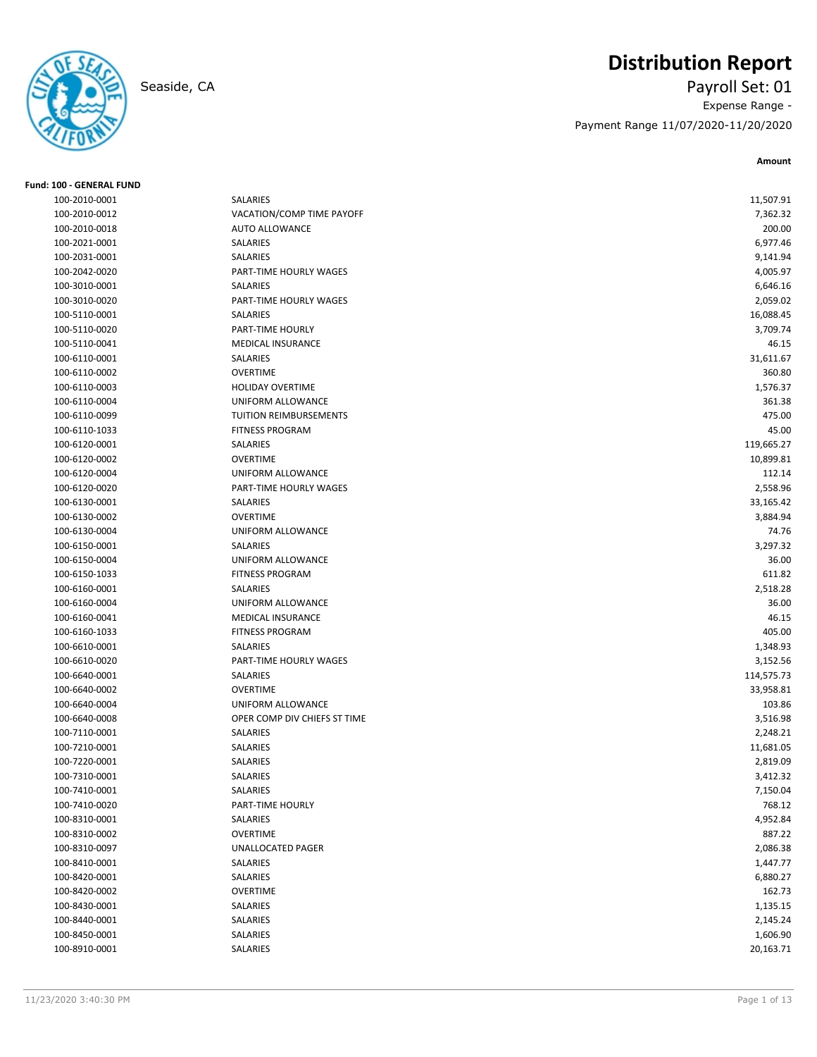# Distribution Report

Seaside, CA

Payroll Set: 01

Expense Range -

Payment Range 11/07/2020-11/20/2020

**Fund: 100 - GENERAL FUND**

| Account | Description | Amount |
|---|---|---|
| 100-2010-0001 | SALARIES | 11,507.91 |
| 100-2010-0012 | VACATION/COMP TIME PAYOFF | 7,362.32 |
| 100-2010-0018 | AUTO ALLOWANCE | 200.00 |
| 100-2021-0001 | SALARIES | 6,977.46 |
| 100-2031-0001 | SALARIES | 9,141.94 |
| 100-2042-0020 | PART-TIME HOURLY WAGES | 4,005.97 |
| 100-3010-0001 | SALARIES | 6,646.16 |
| 100-3010-0020 | PART-TIME HOURLY WAGES | 2,059.02 |
| 100-5110-0001 | SALARIES | 16,088.45 |
| 100-5110-0020 | PART-TIME HOURLY | 3,709.74 |
| 100-5110-0041 | MEDICAL INSURANCE | 46.15 |
| 100-6110-0001 | SALARIES | 31,611.67 |
| 100-6110-0002 | OVERTIME | 360.80 |
| 100-6110-0003 | HOLIDAY OVERTIME | 1,576.37 |
| 100-6110-0004 | UNIFORM ALLOWANCE | 361.38 |
| 100-6110-0099 | TUITION REIMBURSEMENTS | 475.00 |
| 100-6110-1033 | FITNESS PROGRAM | 45.00 |
| 100-6120-0001 | SALARIES | 119,665.27 |
| 100-6120-0002 | OVERTIME | 10,899.81 |
| 100-6120-0004 | UNIFORM ALLOWANCE | 112.14 |
| 100-6120-0020 | PART-TIME HOURLY WAGES | 2,558.96 |
| 100-6130-0001 | SALARIES | 33,165.42 |
| 100-6130-0002 | OVERTIME | 3,884.94 |
| 100-6130-0004 | UNIFORM ALLOWANCE | 74.76 |
| 100-6150-0001 | SALARIES | 3,297.32 |
| 100-6150-0004 | UNIFORM ALLOWANCE | 36.00 |
| 100-6150-1033 | FITNESS PROGRAM | 611.82 |
| 100-6160-0001 | SALARIES | 2,518.28 |
| 100-6160-0004 | UNIFORM ALLOWANCE | 36.00 |
| 100-6160-0041 | MEDICAL INSURANCE | 46.15 |
| 100-6160-1033 | FITNESS PROGRAM | 405.00 |
| 100-6610-0001 | SALARIES | 1,348.93 |
| 100-6610-0020 | PART-TIME HOURLY WAGES | 3,152.56 |
| 100-6640-0001 | SALARIES | 114,575.73 |
| 100-6640-0002 | OVERTIME | 33,958.81 |
| 100-6640-0004 | UNIFORM ALLOWANCE | 103.86 |
| 100-6640-0008 | OPER COMP DIV CHIEFS ST TIME | 3,516.98 |
| 100-7110-0001 | SALARIES | 2,248.21 |
| 100-7210-0001 | SALARIES | 11,681.05 |
| 100-7220-0001 | SALARIES | 2,819.09 |
| 100-7310-0001 | SALARIES | 3,412.32 |
| 100-7410-0001 | SALARIES | 7,150.04 |
| 100-7410-0020 | PART-TIME HOURLY | 768.12 |
| 100-8310-0001 | SALARIES | 4,952.84 |
| 100-8310-0002 | OVERTIME | 887.22 |
| 100-8310-0097 | UNALLOCATED PAGER | 2,086.38 |
| 100-8410-0001 | SALARIES | 1,447.77 |
| 100-8420-0001 | SALARIES | 6,880.27 |
| 100-8420-0002 | OVERTIME | 162.73 |
| 100-8430-0001 | SALARIES | 1,135.15 |
| 100-8440-0001 | SALARIES | 2,145.24 |
| 100-8450-0001 | SALARIES | 1,606.90 |
| 100-8910-0001 | SALARIES | 20,163.71 |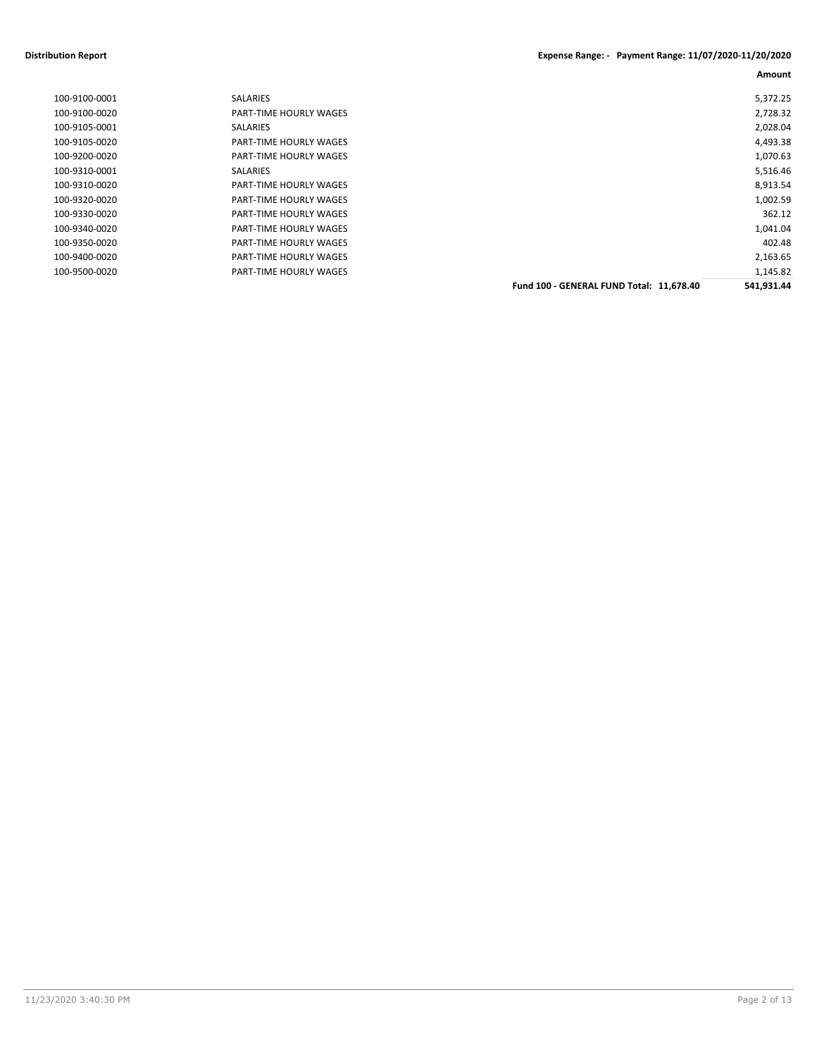**Distribution Report** **Expense Range: - Payment Range: 11/07/2020-11/20/2020**

| | | Amount |
|---|---|---|
| 100-9100-0001 | SALARIES | 5,372.25 |
| 100-9100-0020 | PART-TIME HOURLY WAGES | 2,728.32 |
| 100-9105-0001 | SALARIES | 2,028.04 |
| 100-9105-0020 | PART-TIME HOURLY WAGES | 4,493.38 |
| 100-9200-0020 | PART-TIME HOURLY WAGES | 1,070.63 |
| 100-9310-0001 | SALARIES | 5,516.46 |
| 100-9310-0020 | PART-TIME HOURLY WAGES | 8,913.54 |
| 100-9320-0020 | PART-TIME HOURLY WAGES | 1,002.59 |
| 100-9330-0020 | PART-TIME HOURLY WAGES | 362.12 |
| 100-9340-0020 | PART-TIME HOURLY WAGES | 1,041.04 |
| 100-9350-0020 | PART-TIME HOURLY WAGES | 402.48 |
| 100-9400-0020 | PART-TIME HOURLY WAGES | 2,163.65 |
| 100-9500-0020 | PART-TIME HOURLY WAGES | 1,145.82 |
| | **Fund 100 - GENERAL FUND Total: 11,678.40** | **541,931.44** |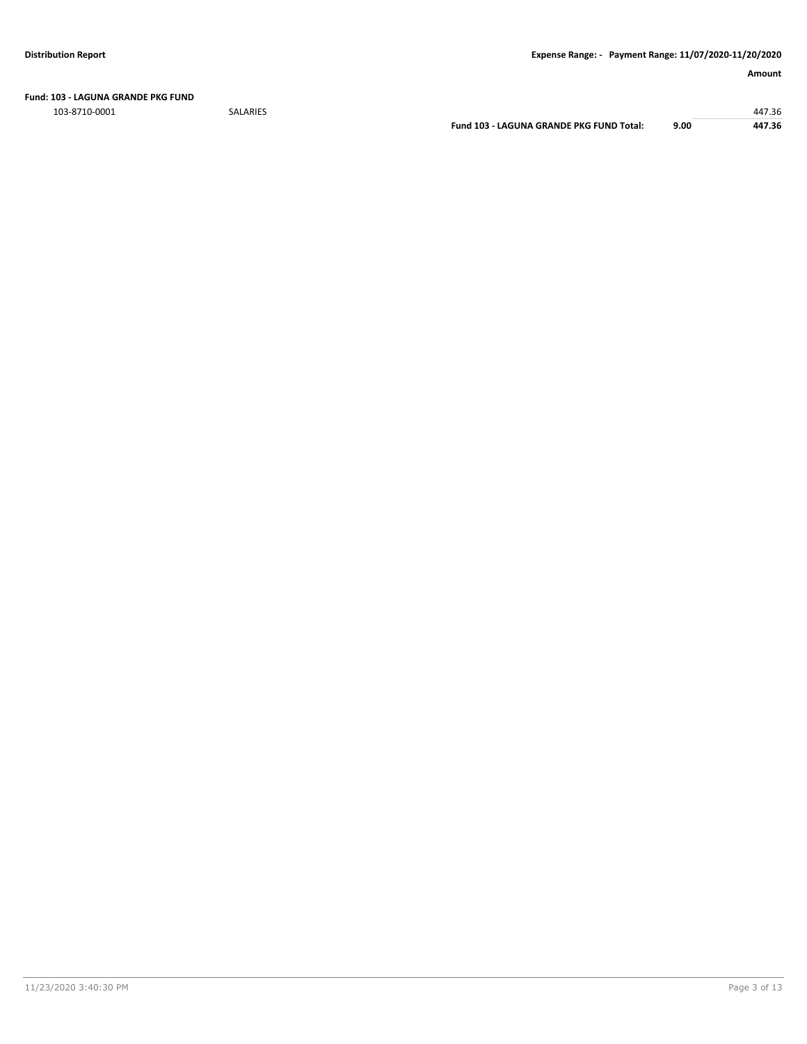**Fund: 103 - LAGUNA GRANDE PKG FUND**

| | | | | Amount |
|---|---|---|---|---|
| 103-8710-0001 | SALARIES | | | 447.36 |
| | | **Fund 103 - LAGUNA GRANDE PKG FUND Total:** | **9.00** | **447.36** |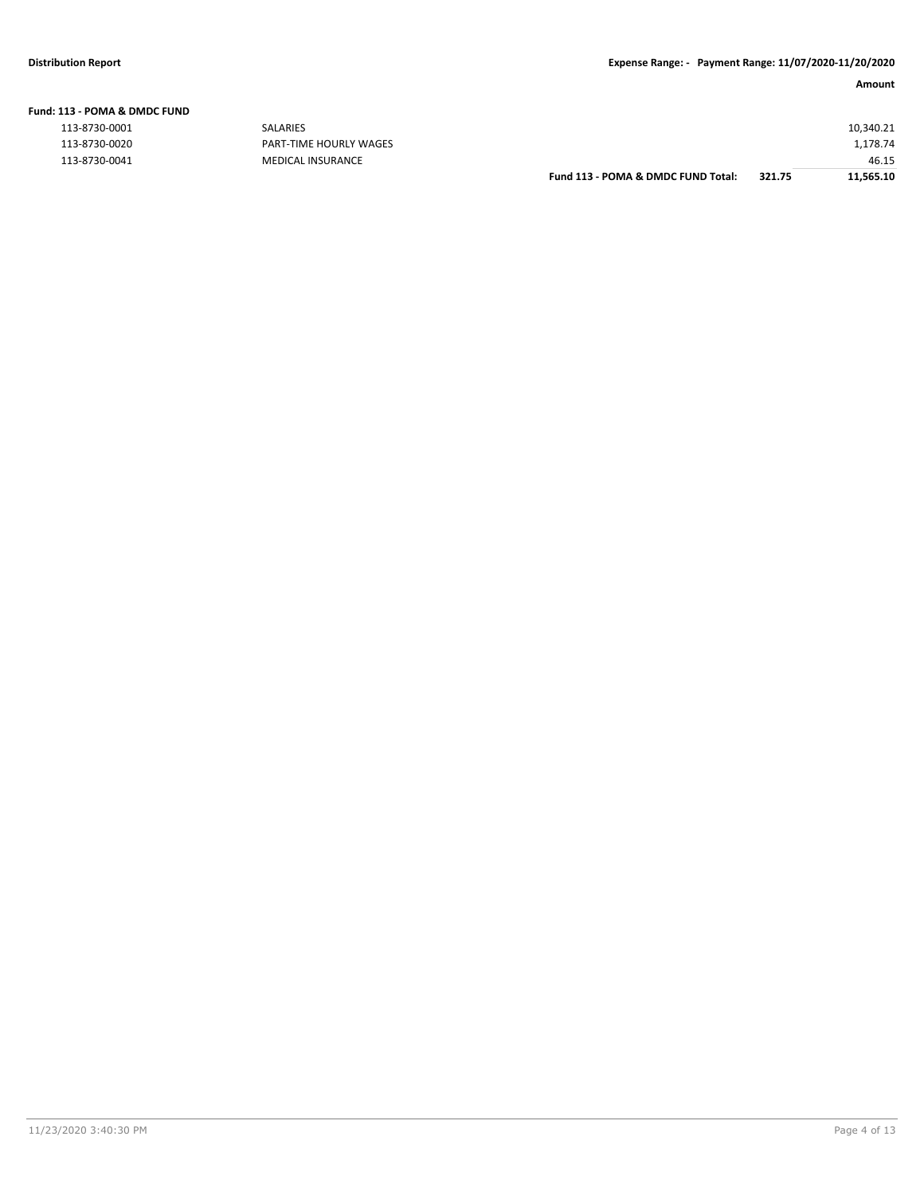**Distribution Report** | **Expense Range: - Payment Range: 11/07/2020-11/20/2020**

| | | | | Amount |
|---|---|---|---|---|
| **Fund: 113 - POMA & DMDC FUND** | | | | |
| 113-8730-0001 | SALARIES | | | 10,340.21 |
| 113-8730-0020 | PART-TIME HOURLY WAGES | | | 1,178.74 |
| 113-8730-0041 | MEDICAL INSURANCE | | | 46.15 |
| | | **Fund 113 - POMA & DMDC FUND Total:** | **321.75** | **11,565.10** |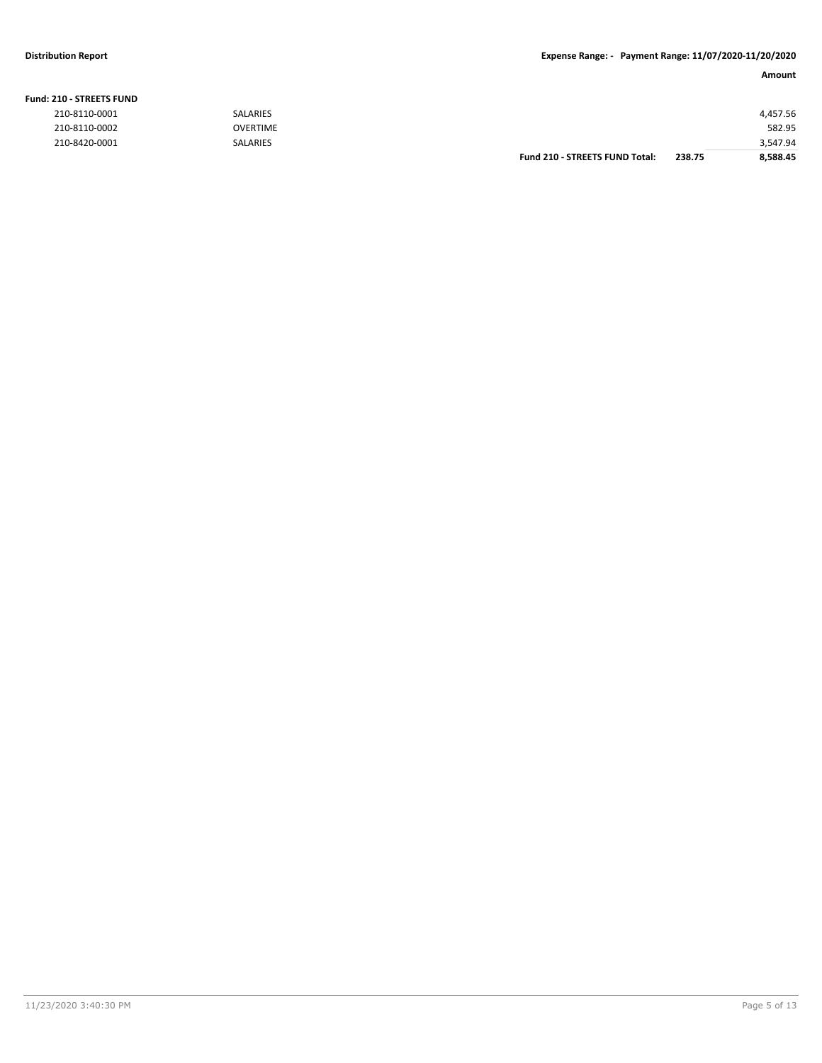**Distribution Report** | **Expense Range: - Payment Range: 11/07/2020-11/20/2020**

| | | | Amount |
|---|---|---|---|
| **Fund: 210 - STREETS FUND** | | | |
| 210-8110-0001 | SALARIES | | 4,457.56 |
| 210-8110-0002 | OVERTIME | | 582.95 |
| 210-8420-0001 | SALARIES | | 3,547.94 |
| | **Fund 210 - STREETS FUND Total:** | **238.75** | **8,588.45** |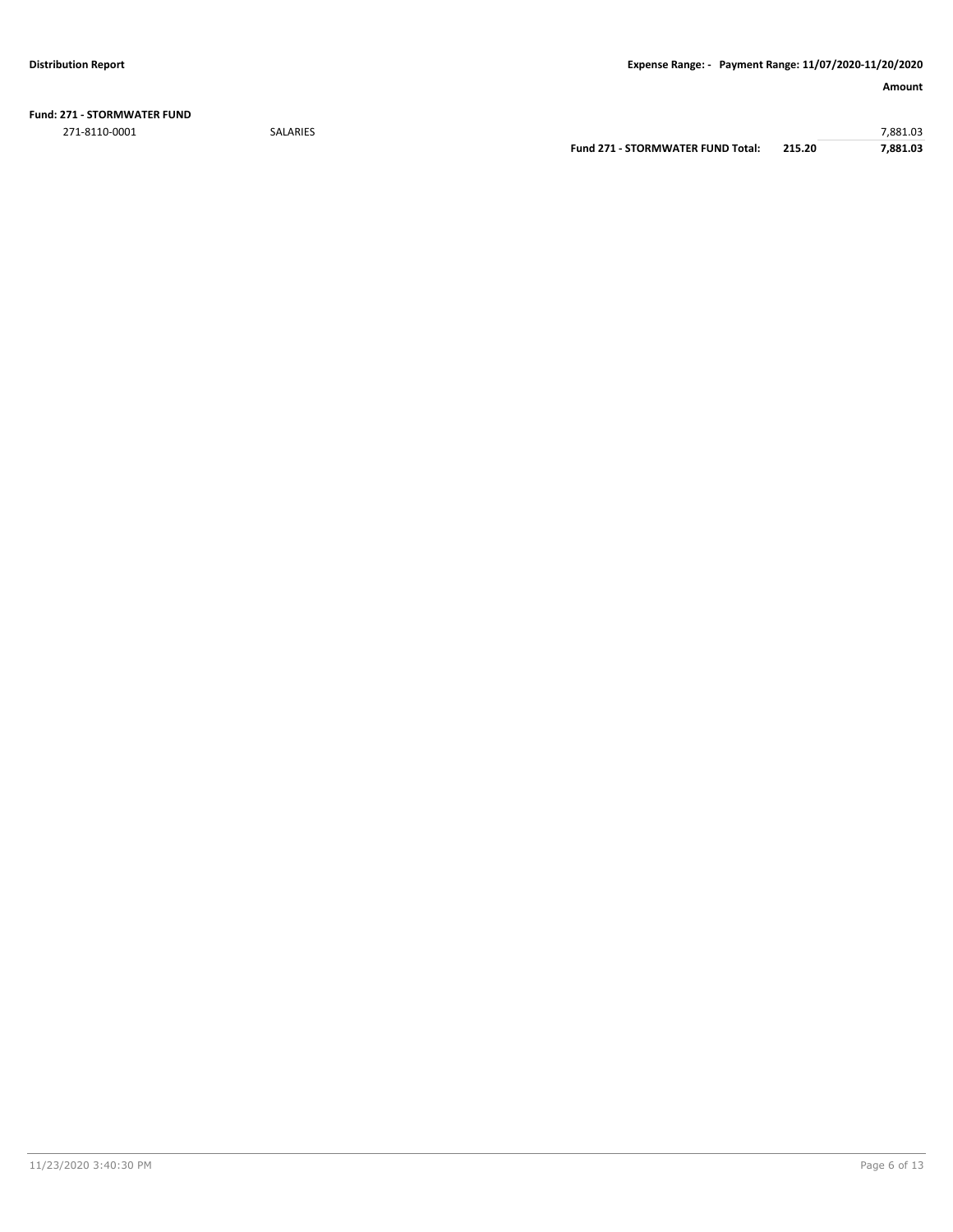**Fund: 271 - STORMWATER FUND**

| | | | | Amount |
|---|---|---|---|---|
| 271-8110-0001 | SALARIES | | | 7,881.03 |
| | | **Fund 271 - STORMWATER FUND Total:** | **215.20** | **7,881.03** |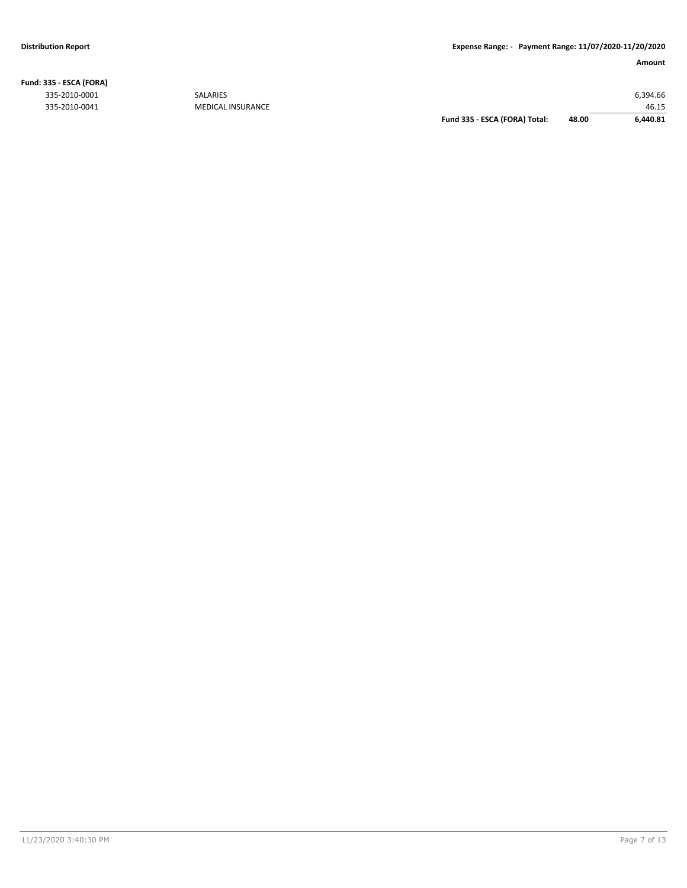**Distribution Report** | **Expense Range: - Payment Range: 11/07/2020-11/20/2020**

| | | | | **Amount** |
|---|---|---|---|---|
| **Fund: 335 - ESCA (FORA)** | | | | |
| 335-2010-0001 | SALARIES | | | 6,394.66 |
| 335-2010-0041 | MEDICAL INSURANCE | | | 46.15 |
| | | **Fund 335 - ESCA (FORA) Total:** | **48.00** | **6,440.81** |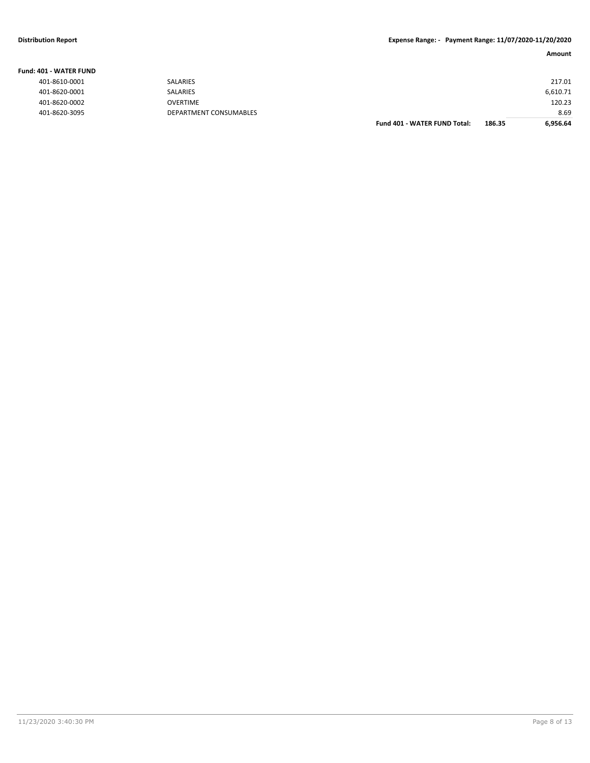**Fund: 401 - WATER FUND**

| Account | Description | | | Amount |
|---|---|---|---|---|
| 401-8610-0001 | SALARIES | | | 217.01 |
| 401-8620-0001 | SALARIES | | | 6,610.71 |
| 401-8620-0002 | OVERTIME | | | 120.23 |
| 401-8620-3095 | DEPARTMENT CONSUMABLES | | | 8.69 |
| | | **Fund 401 - WATER FUND Total:** | **186.35** | **6,956.64** |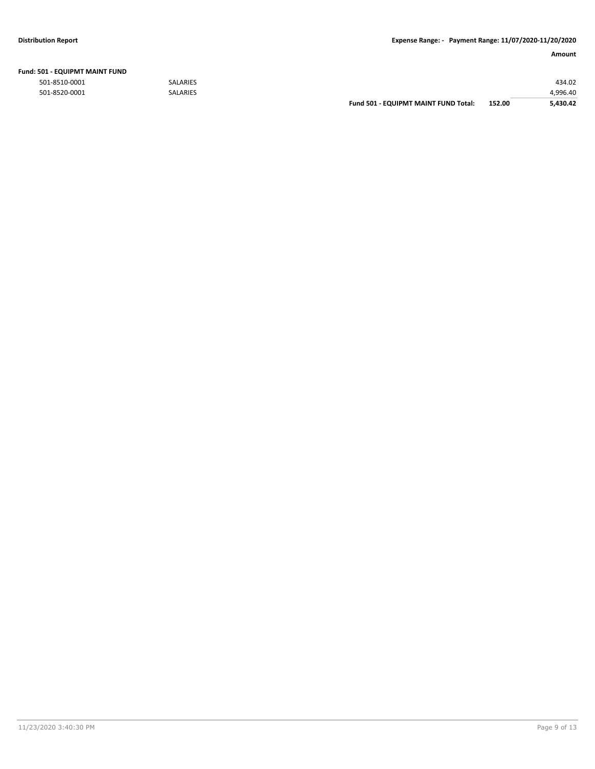**Distribution Report** **Expense Range: - Payment Range: 11/07/2020-11/20/2020**

**Fund: 501 - EQUIPMT MAINT FUND**

| Account | Description | | | Amount |
|---|---|---|---|---|
| 501-8510-0001 | SALARIES | | | 434.02 |
| 501-8520-0001 | SALARIES | | | 4,996.40 |
| | | **Fund 501 - EQUIPMT MAINT FUND Total:** | **152.00** | **5,430.42** |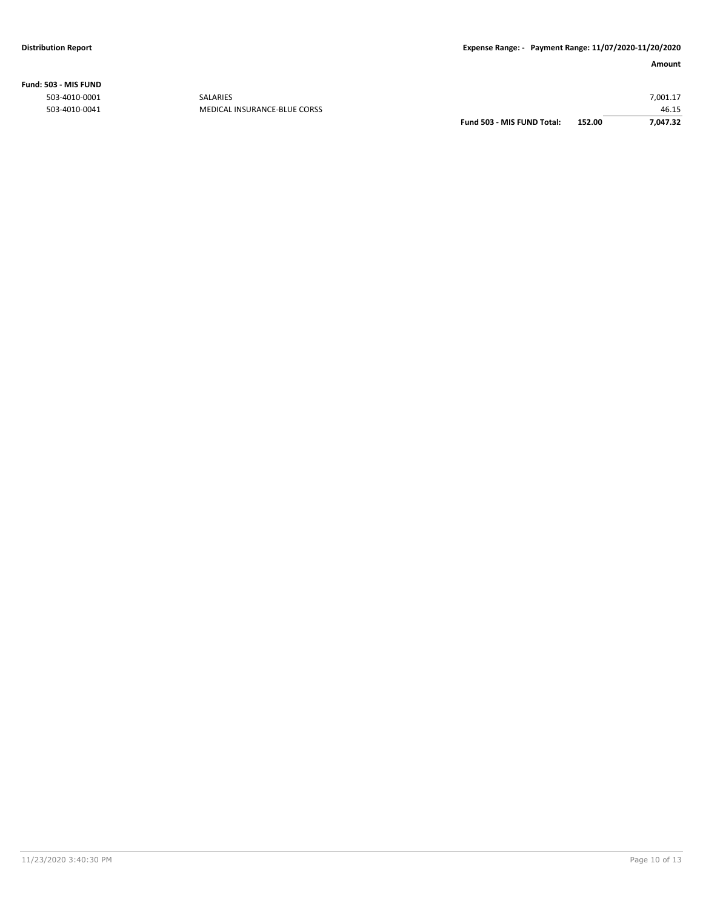**Distribution Report** **Expense Range: - Payment Range: 11/07/2020-11/20/2020**

**Fund: 503 - MIS FUND**

| | | | | Amount |
|---|---|---|---|---|
| 503-4010-0001 | SALARIES | | | 7,001.17 |
| 503-4010-0041 | MEDICAL INSURANCE-BLUE CORSS | | | 46.15 |
| | | **Fund 503 - MIS FUND Total:** | **152.00** | **7,047.32** |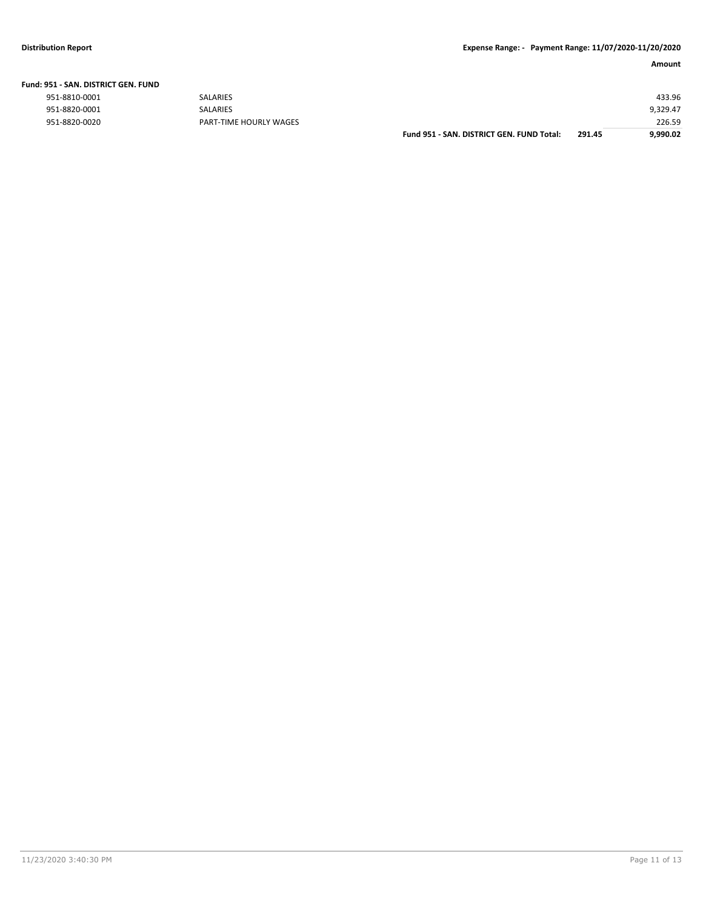| | | | Amount |
|---|---|---|---|
| **Fund: 951 - SAN. DISTRICT GEN. FUND** | | | |
| 951-8810-0001 | SALARIES | | 433.96 |
| 951-8820-0001 | SALARIES | | 9,329.47 |
| 951-8820-0020 | PART-TIME HOURLY WAGES | | 226.59 |
| | **Fund 951 - SAN. DISTRICT GEN. FUND Total:** | **291.45** | **9,990.02** |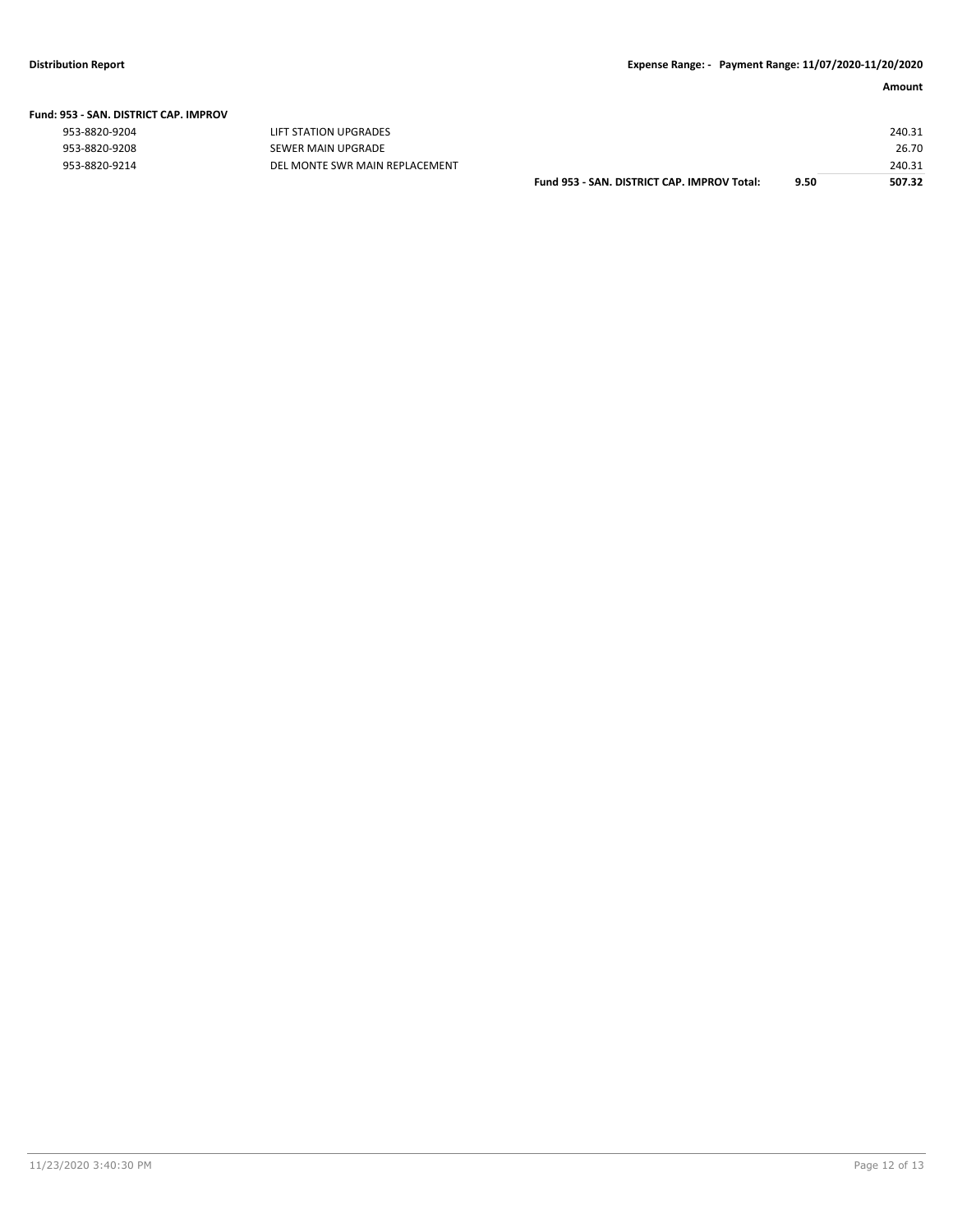**Fund: 953 - SAN. DISTRICT CAP. IMPROV**

| Account | Description | | | Amount |
|---|---|---|---|---|
| 953-8820-9204 | LIFT STATION UPGRADES | | | 240.31 |
| 953-8820-9208 | SEWER MAIN UPGRADE | | | 26.70 |
| 953-8820-9214 | DEL MONTE SWR MAIN REPLACEMENT | | | 240.31 |
| | | **Fund 953 - SAN. DISTRICT CAP. IMPROV Total:** | **9.50** | **507.32** |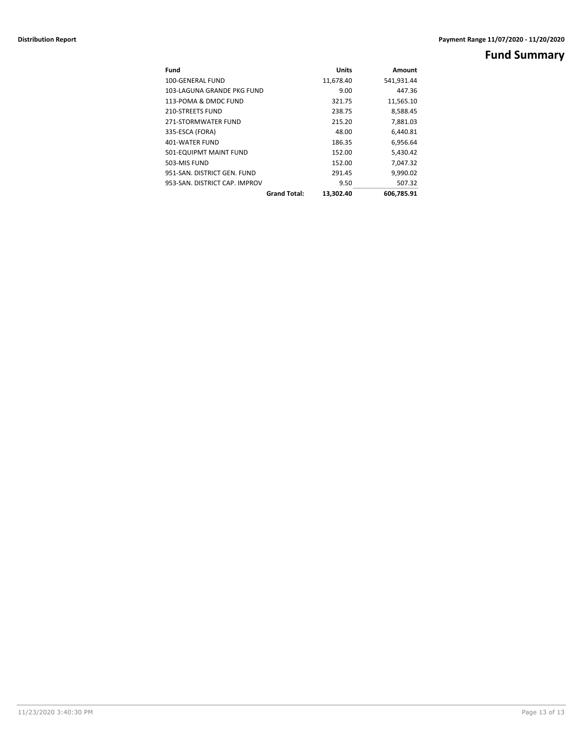# Fund Summary

| Fund | Units | Amount |
|---|---|---|
| 100-GENERAL FUND | 11,678.40 | 541,931.44 |
| 103-LAGUNA GRANDE PKG FUND | 9.00 | 447.36 |
| 113-POMA & DMDC FUND | 321.75 | 11,565.10 |
| 210-STREETS FUND | 238.75 | 8,588.45 |
| 271-STORMWATER FUND | 215.20 | 7,881.03 |
| 335-ESCA (FORA) | 48.00 | 6,440.81 |
| 401-WATER FUND | 186.35 | 6,956.64 |
| 501-EQUIPMT MAINT FUND | 152.00 | 5,430.42 |
| 503-MIS FUND | 152.00 | 7,047.32 |
| 951-SAN. DISTRICT GEN. FUND | 291.45 | 9,990.02 |
| 953-SAN. DISTRICT CAP. IMPROV | 9.50 | 507.32 |
| **Grand Total:** | **13,302.40** | **606,785.91** |